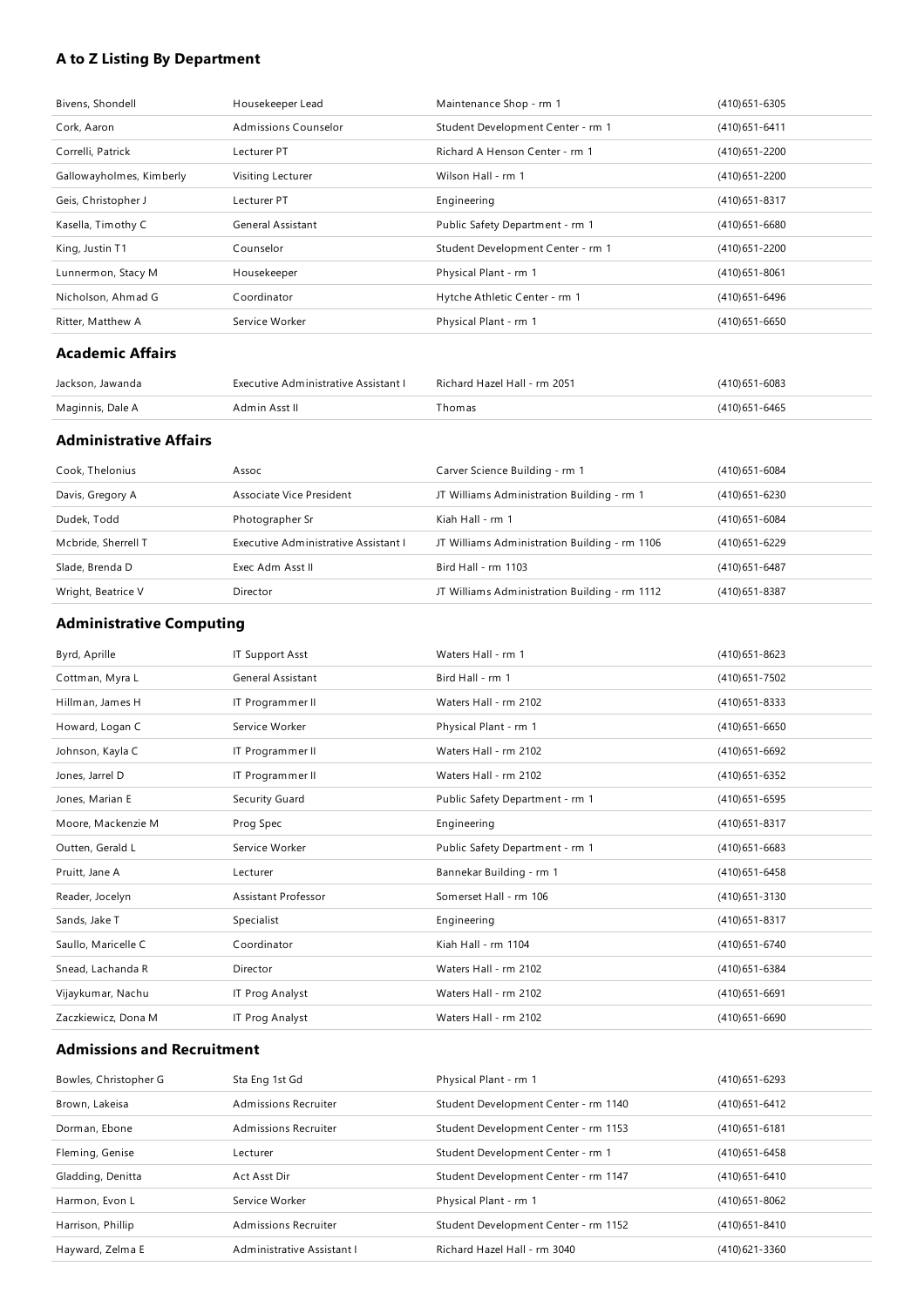## A to Z Listing By Department

| | | | |
|---|---|---|---|
| Bivens, Shondell | Housekeeper Lead | Maintenance Shop - rm 1 | (410)651-6305 |
| Cork, Aaron | Admissions Counselor | Student Development Center - rm 1 | (410)651-6411 |
| Correlli, Patrick | Lecturer PT | Richard A Henson Center - rm 1 | (410)651-2200 |
| Gallowayholmes, Kimberly | Visiting Lecturer | Wilson Hall - rm 1 | (410)651-2200 |
| Geis, Christopher J | Lecturer PT | Engineering | (410)651-8317 |
| Kasella, Timothy C | General Assistant | Public Safety Department - rm 1 | (410)651-6680 |
| King, Justin T1 | Counselor | Student Development Center - rm 1 | (410)651-2200 |
| Lunnermon, Stacy M | Housekeeper | Physical Plant - rm 1 | (410)651-8061 |
| Nicholson, Ahmad G | Coordinator | Hytche Athletic Center - rm 1 | (410)651-6496 |
| Ritter, Matthew A | Service Worker | Physical Plant - rm 1 | (410)651-6650 |

### Academic Affairs

| | | | |
|---|---|---|---|
| Jackson, Jawanda | Executive Administrative Assistant I | Richard Hazel Hall - rm 2051 | (410)651-6083 |
| Maginnis, Dale A | Admin Asst II | Thomas | (410)651-6465 |

### Administrative Affairs

| | | | |
|---|---|---|---|
| Cook, Thelonius | Assoc | Carver Science Building - rm 1 | (410)651-6084 |
| Davis, Gregory A | Associate Vice President | JT Williams Administration Building - rm 1 | (410)651-6230 |
| Dudek, Todd | Photographer Sr | Kiah Hall - rm 1 | (410)651-6084 |
| Mcbride, Sherrell T | Executive Administrative Assistant I | JT Williams Administration Building - rm 1106 | (410)651-6229 |
| Slade, Brenda D | Exec Adm Asst II | Bird Hall - rm 1103 | (410)651-6487 |
| Wright, Beatrice V | Director | JT Williams Administration Building - rm 1112 | (410)651-8387 |

### Administrative Computing

| | | | |
|---|---|---|---|
| Byrd, Aprille | IT Support Asst | Waters Hall - rm 1 | (410)651-8623 |
| Cottman, Myra L | General Assistant | Bird Hall - rm 1 | (410)651-7502 |
| Hillman, James H | IT Programmer II | Waters Hall - rm 2102 | (410)651-8333 |
| Howard, Logan C | Service Worker | Physical Plant - rm 1 | (410)651-6650 |
| Johnson, Kayla C | IT Programmer II | Waters Hall - rm 2102 | (410)651-6692 |
| Jones, Jarrel D | IT Programmer II | Waters Hall - rm 2102 | (410)651-6352 |
| Jones, Marian E | Security Guard | Public Safety Department - rm 1 | (410)651-6595 |
| Moore, Mackenzie M | Prog Spec | Engineering | (410)651-8317 |
| Outten, Gerald L | Service Worker | Public Safety Department - rm 1 | (410)651-6683 |
| Pruitt, Jane A | Lecturer | Bannekar Building - rm 1 | (410)651-6458 |
| Reader, Jocelyn | Assistant Professor | Somerset Hall - rm 106 | (410)651-3130 |
| Sands, Jake T | Specialist | Engineering | (410)651-8317 |
| Saullo, Maricelle C | Coordinator | Kiah Hall - rm 1104 | (410)651-6740 |
| Snead, Lachanda R | Director | Waters Hall - rm 2102 | (410)651-6384 |
| Vijaykumar, Nachu | IT Prog Analyst | Waters Hall - rm 2102 | (410)651-6691 |
| Zaczkiewicz, Dona M | IT Prog Analyst | Waters Hall - rm 2102 | (410)651-6690 |

### Admissions and Recruitment

| | | | |
|---|---|---|---|
| Bowles, Christopher G | Sta Eng 1st Gd | Physical Plant - rm 1 | (410)651-6293 |
| Brown, Lakeisa | Admissions Recruiter | Student Development Center - rm 1140 | (410)651-6412 |
| Dorman, Ebone | Admissions Recruiter | Student Development Center - rm 1153 | (410)651-6181 |
| Fleming, Genise | Lecturer | Student Development Center - rm 1 | (410)651-6458 |
| Gladding, Denitta | Act Asst Dir | Student Development Center - rm 1147 | (410)651-6410 |
| Harmon, Evon L | Service Worker | Physical Plant - rm 1 | (410)651-8062 |
| Harrison, Phillip | Admissions Recruiter | Student Development Center - rm 1152 | (410)651-8410 |
| Hayward, Zelma E | Administrative Assistant I | Richard Hazel Hall - rm 3040 | (410)621-3360 |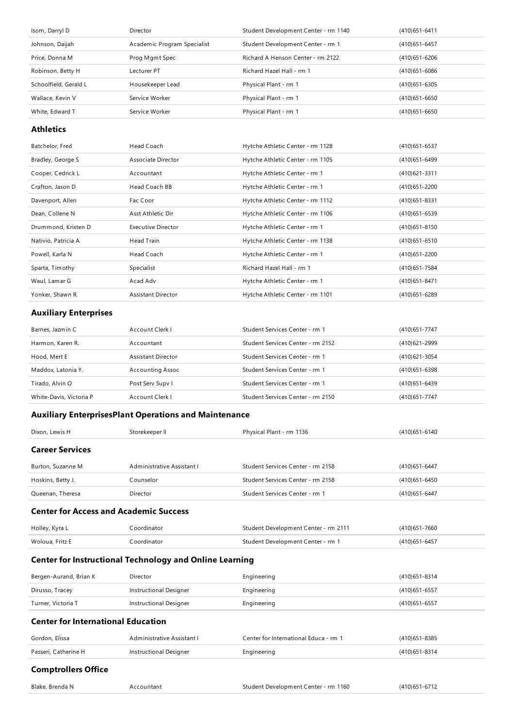| | | | |
|---|---|---|---|
| Isom, Darryl D | Director | Student Development Center - rm 1140 | (410)651-6411 |
| Johnson, Daijah | Academic Program Specialist | Student Development Center - rm 1 | (410)651-6457 |
| Price, Donna M | Prog Mgmt Spec | Richard A Henson Center - rm 2122 | (410)651-6206 |
| Robinson, Betty H | Lecturer PT | Richard Hazel Hall - rm 1 | (410)651-6086 |
| Schoolfield, Gerald L | Housekeeper Lead | Physical Plant - rm 1 | (410)651-6305 |
| Wallace, Kevin V | Service Worker | Physical Plant - rm 1 | (410)651-6650 |
| White, Edward T | Service Worker | Physical Plant - rm 1 | (410)651-6650 |

### Athletics

| | | | |
|---|---|---|---|
| Batchelor, Fred | Head Coach | Hytche Athletic Center - rm 1128 | (410)651-6537 |
| Bradley, George S | Associate Director | Hytche Athletic Center - rm 1105 | (410)651-6499 |
| Cooper, Cedrick L | Accountant | Hytche Athletic Center - rm 1 | (410)621-3311 |
| Crafton, Jason D | Head Coach BB | Hytche Athletic Center - rm 1 | (410)621-2200 |
| Davenport, Allen | Fac Coor | Hytche Athletic Center - rm 1112 | (410)651-8331 |
| Dean, Collene N | Asst Athletic Dir | Hytche Athletic Center - rm 1106 | (410)651-6539 |
| Drummond, Kristen D | Executive Director | Hytche Athletic Center - rm 1 | (410)651-8150 |
| Nativio, Patricia A | Head Train | Hytche Athletic Center - rm 1138 | (410)651-6510 |
| Powell, Karla N | Head Coach | Hytche Athletic Center - rm 1 | (410)651-2200 |
| Sparta, Timothy | Specialist | Richard Hazel Hall - rm 1 | (410)651-7584 |
| Waul, Lamar G | Acad Adv | Hytche Athletic Center - rm 1 | (410)651-8471 |
| Yonker, Shawn R | Assistant Director | Hytche Athletic Center - rm 1101 | (410)651-6289 |

### Auxiliary Enterprises

| | | | |
|---|---|---|---|
| Barnes, Jazmin C | Account Clerk I | Student Services Center - rm 1 | (410)651-7747 |
| Harmon, Karen R. | Accountant | Student Services Center - rm 2152 | (410)621-2999 |
| Hood, Mert E | Assistant Director | Student Services Center - rm 1 | (410)621-3054 |
| Maddox, Latonia Y. | Accounting Assoc | Student Services Center - rm 1 | (410)651-6398 |
| Tirado, Alvin O | Post Serv Supv I | Student Services Center - rm 1 | (410)651-6439 |
| White-Davis, Victoria P | Account Clerk I | Student Services Center - rm 2150 | (410)651-7747 |

### Auxiliary EnterprisesPlant Operations and Maintenance

| | | | |
|---|---|---|---|
| Dixon, Lewis H | Storekeeper II | Physical Plant - rm 1136 | (410)651-6140 |

### Career Services

| | | | |
|---|---|---|---|
| Burton, Suzanne M | Administrative Assistant I | Student Services Center - rm 2158 | (410)651-6447 |
| Hoskins, Betty J. | Counselor | Student Services Center - rm 2158 | (410)651-6450 |
| Queenan, Theresa | Director | Student Services Center - rm 1 | (410)651-6447 |

### Center for Access and Academic Success

| | | | |
|---|---|---|---|
| Holley, Kyra L | Coordinator | Student Development Center - rm 2111 | (410)651-7660 |
| Woloua, Fritz E | Coordinator | Student Development Center - rm 1 | (410)651-6457 |

### Center for Instructional Technology and Online Learning

| | | | |
|---|---|---|---|
| Bergen-Aurand, Brian K | Director | Engineering | (410)651-8314 |
| Dirusso, Tracey | Instructional Designer | Engineering | (410)651-6557 |
| Turner, Victoria T | Instructional Designer | Engineering | (410)651-6557 |

### Center for International Education

| | | | |
|---|---|---|---|
| Gordon, Elissa | Administrative Assistant I | Center for International Educa - rm 1 | (410)651-8385 |
| Passeri, Catherine H | Instructional Designer | Engineering | (410)651-8314 |

### Comptrollers Office

| | | | |
|---|---|---|---|
| Blake, Brenda N | Accountant | Student Development Center - rm 1160 | (410)651-6712 |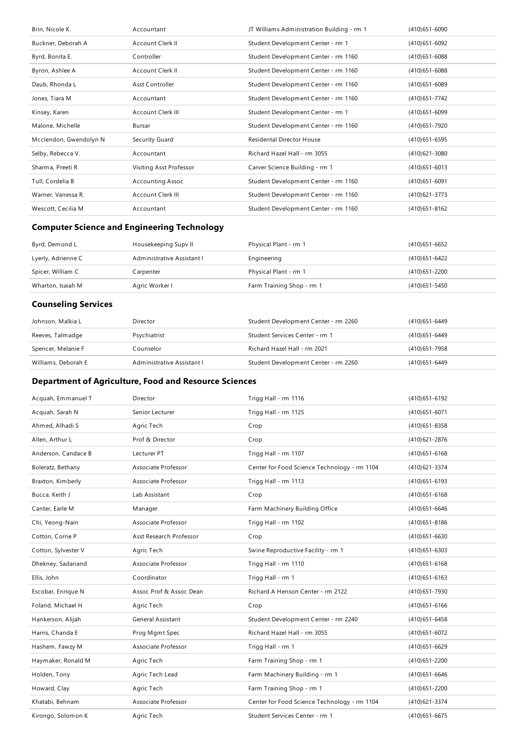| | | | |
|---|---|---|---|
| Brin, Nicole K. | Accountant | JT Williams Administration Building - rm 1 | (410)651-6090 |
| Buckner, Deborah A | Account Clerk II | Student Development Center - rm 1 | (410)651-6092 |
| Byrd, Bonita E. | Controller | Student Development Center - rm 1160 | (410)651-6088 |
| Byron, Ashlee A | Account Clerk II | Student Development Center - rm 1160 | (410)651-6088 |
| Daub, Rhonda L | Asst Controller | Student Development Center - rm 1160 | (410)651-6089 |
| Jones, Tiara M | Accountant | Student Development Center - rm 1160 | (410)651-7742 |
| Kinsey, Karen | Account Clerk III | Student Development Center - rm 1 | (410)651-6099 |
| Malone, Michelle | Bursar | Student Development Center - rm 1160 | (410)651-7920 |
| Mcclendon, Gwendolyn N | Security Guard | Residental Director House | (410)651-6595 |
| Selby, Rebecca V. | Accountant | Richard Hazel Hall - rm 3055 | (410)621-3080 |
| Sharma, Preeti R | Visiting Asst Professor | Carver Science Building - rm 1 | (410)651-6013 |
| Tull, Cordelia B | Accounting Assoc | Student Development Center - rm 1160 | (410)651-6091 |
| Warner, Vanessa R. | Account Clerk III | Student Development Center - rm 1160 | (410)621-3773 |
| Wescott, Cecilia M | Accountant | Student Development Center - rm 1160 | (410)651-8162 |

### Computer Science and Engineering Technology

| | | | |
|---|---|---|---|
| Byrd, Demond L | Housekeeping Supv II | Physical Plant - rm 1 | (410)651-6652 |
| Lyerly, Adrienne C | Administrative Assistant I | Engineering | (410)651-6422 |
| Spicer, William C | Carpenter | Physical Plant - rm 1 | (410)651-2200 |
| Wharton, Isaiah M | Agric Worker I | Farm Training Shop - rm 1 | (410)651-5450 |

### Counseling Services

| | | | |
|---|---|---|---|
| Johnson, Malkia L | Director | Student Development Center - rm 2260 | (410)651-6449 |
| Reeves, Talmadge | Psychiatrist | Student Services Center - rm 1 | (410)651-6449 |
| Spencer, Melanie F | Counselor | Richard Hazel Hall - rm 2021 | (410)651-7958 |
| Williams, Deborah E | Administrative Assistant I | Student Development Center - rm 2260 | (410)651-6449 |

### Department of Agriculture, Food and Resource Sciences

| | | | |
|---|---|---|---|
| Acquah, Emmanuel T | Director | Trigg Hall - rm 1116 | (410)651-6192 |
| Acquah, Sarah N | Senior Lecturer | Trigg Hall - rm 1125 | (410)651-6071 |
| Ahmed, Alhadi S | Agric Tech | Crop | (410)651-8358 |
| Allen, Arthur L | Prof & Director | Crop | (410)621-2876 |
| Anderson, Candace B | Lecturer PT | Trigg Hall - rm 1107 | (410)651-6168 |
| Boleratz, Bethany | Associate Professor | Center for Food Science Technology - rm 1104 | (410)621-3374 |
| Braxton, Kimberly | Associate Professor | Trigg Hall - rm 1113 | (410)651-6193 |
| Bucca, Keith J | Lab Assistant | Crop | (410)651-6168 |
| Canter, Earle M | Manager | Farm Machinery Building Office | (410)651-6646 |
| Chi, Yeong-Nain | Associate Professor | Trigg Hall - rm 1102 | (410)651-8186 |
| Cotton, Corrie P | Asst Research Professor | Crop | (410)651-6630 |
| Cotton, Sylvester V | Agric Tech | Swine Reproductive Facility - rm 1 | (410)651-6303 |
| Dhekney, Sadanand | Associate Professor | Trigg Hall - rm 1110 | (410)651-6168 |
| Ellis, John | Coordinator | Trigg Hall - rm 1 | (410)651-6163 |
| Escobar, Enrique N | Assoc Prof & Assoc Dean | Richard A Henson Center - rm 2122 | (410)651-7930 |
| Foland, Michael H | Agric Tech | Crop | (410)651-6166 |
| Hankerson, Alijah | General Assistant | Student Development Center - rm 2240 | (410)651-6458 |
| Harris, Chanda E | Prog Mgmt Spec | Richard Hazel Hall - rm 3055 | (410)651-6072 |
| Hashem, Fawzy M | Associate Professor | Trigg Hall - rm 1 | (410)651-6629 |
| Haymaker, Ronald M | Agric Tech | Farm Training Shop - rm 1 | (410)651-2200 |
| Holden, Tony | Agric Tech Lead | Farm Machinery Building - rm 1 | (410)651-6646 |
| Howard, Clay | Agric Tech | Farm Training Shop - rm 1 | (410)651-2200 |
| Khatabi, Behnam | Associate Professor | Center for Food Science Technology - rm 1104 | (410)621-3374 |
| Kirongo, Solomon K | Agric Tech | Student Services Center - rm 1 | (410)651-6675 |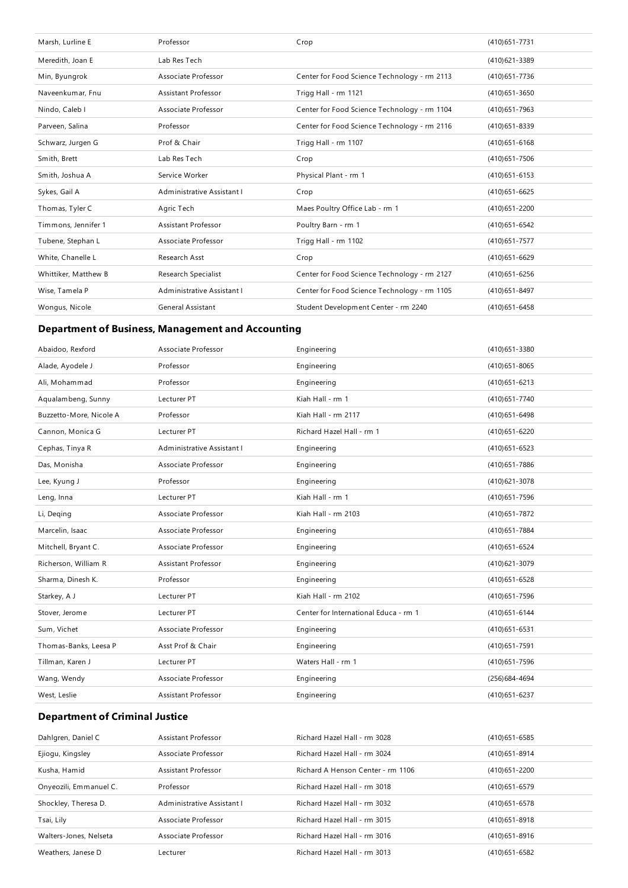| | | | |
|---|---|---|---|
| Marsh, Lurline E | Professor | Crop | (410)651-7731 |
| Meredith, Joan E | Lab Res Tech | | (410)621-3389 |
| Min, Byungrok | Associate Professor | Center for Food Science Technology - rm 2113 | (410)651-7736 |
| Naveenkumar, Fnu | Assistant Professor | Trigg Hall - rm 1121 | (410)651-3650 |
| Nindo, Caleb I | Associate Professor | Center for Food Science Technology - rm 1104 | (410)651-7963 |
| Parveen, Salina | Professor | Center for Food Science Technology - rm 2116 | (410)651-8339 |
| Schwarz, Jurgen G | Prof & Chair | Trigg Hall - rm 1107 | (410)651-6168 |
| Smith, Brett | Lab Res Tech | Crop | (410)651-7506 |
| Smith, Joshua A | Service Worker | Physical Plant - rm 1 | (410)651-6153 |
| Sykes, Gail A | Administrative Assistant I | Crop | (410)651-6625 |
| Thomas, Tyler C | Agric Tech | Maes Poultry Office Lab - rm 1 | (410)651-2200 |
| Timmons, Jennifer 1 | Assistant Professor | Poultry Barn - rm 1 | (410)651-6542 |
| Tubene, Stephan L | Associate Professor | Trigg Hall - rm 1102 | (410)651-7577 |
| White, Chanelle L | Research Asst | Crop | (410)651-6629 |
| Whittiker, Matthew B | Research Specialist | Center for Food Science Technology - rm 2127 | (410)651-6256 |
| Wise, Tamela P | Administrative Assistant I | Center for Food Science Technology - rm 1105 | (410)651-8497 |
| Wongus, Nicole | General Assistant | Student Development Center - rm 2240 | (410)651-6458 |

## Department of Business, Management and Accounting

| | | | |
|---|---|---|---|
| Abaidoo, Rexford | Associate Professor | Engineering | (410)651-3380 |
| Alade, Ayodele J | Professor | Engineering | (410)651-8065 |
| Ali, Mohammad | Professor | Engineering | (410)651-6213 |
| Aqualambeng, Sunny | Lecturer PT | Kiah Hall - rm 1 | (410)651-7740 |
| Buzzetto-More, Nicole A | Professor | Kiah Hall - rm 2117 | (410)651-6498 |
| Cannon, Monica G | Lecturer PT | Richard Hazel Hall - rm 1 | (410)651-6220 |
| Cephas, Tinya R | Administrative Assistant I | Engineering | (410)651-6523 |
| Das, Monisha | Associate Professor | Engineering | (410)651-7886 |
| Lee, Kyung J | Professor | Engineering | (410)621-3078 |
| Leng, Inna | Lecturer PT | Kiah Hall - rm 1 | (410)651-7596 |
| Li, Deqing | Associate Professor | Kiah Hall - rm 2103 | (410)651-7872 |
| Marcelin, Isaac | Associate Professor | Engineering | (410)651-7884 |
| Mitchell, Bryant C. | Associate Professor | Engineering | (410)651-6524 |
| Richerson, William R | Assistant Professor | Engineering | (410)621-3079 |
| Sharma, Dinesh K. | Professor | Engineering | (410)651-6528 |
| Starkey, A J | Lecturer PT | Kiah Hall - rm 2102 | (410)651-7596 |
| Stover, Jerome | Lecturer PT | Center for International Educa - rm 1 | (410)651-6144 |
| Sum, Vichet | Associate Professor | Engineering | (410)651-6531 |
| Thomas-Banks, Leesa P | Asst Prof & Chair | Engineering | (410)651-7591 |
| Tillman, Karen J | Lecturer PT | Waters Hall - rm 1 | (410)651-7596 |
| Wang, Wendy | Associate Professor | Engineering | (256)684-4694 |
| West, Leslie | Assistant Professor | Engineering | (410)651-6237 |

## Department of Criminal Justice

| | | | |
|---|---|---|---|
| Dahlgren, Daniel C | Assistant Professor | Richard Hazel Hall - rm 3028 | (410)651-6585 |
| Ejiogu, Kingsley | Associate Professor | Richard Hazel Hall - rm 3024 | (410)651-8914 |
| Kusha, Hamid | Assistant Professor | Richard A Henson Center - rm 1106 | (410)651-2200 |
| Onyeozili, Emmanuel C. | Professor | Richard Hazel Hall - rm 3018 | (410)651-6579 |
| Shockley, Theresa D. | Administrative Assistant I | Richard Hazel Hall - rm 3032 | (410)651-6578 |
| Tsai, Lily | Associate Professor | Richard Hazel Hall - rm 3015 | (410)651-8918 |
| Walters-Jones, Nelseta | Associate Professor | Richard Hazel Hall - rm 3016 | (410)651-8916 |
| Weathers, Janese D | Lecturer | Richard Hazel Hall - rm 3013 | (410)651-6582 |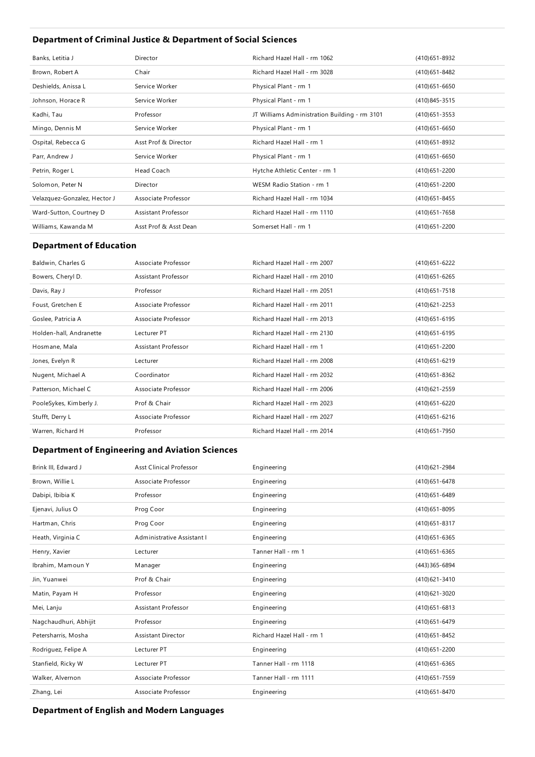### Department of Criminal Justice & Department of Social Sciences

| | | | |
|---|---|---|---|
| Banks, Letitia J | Director | Richard Hazel Hall - rm 1062 | (410)651-8932 |
| Brown, Robert A | Chair | Richard Hazel Hall - rm 3028 | (410)651-8482 |
| Deshields, Anissa L | Service Worker | Physical Plant - rm 1 | (410)651-6650 |
| Johnson, Horace R | Service Worker | Physical Plant - rm 1 | (410)845-3515 |
| Kadhi, Tau | Professor | JT Williams Administration Building - rm 3101 | (410)651-3553 |
| Mingo, Dennis M | Service Worker | Physical Plant - rm 1 | (410)651-6650 |
| Ospital, Rebecca G | Asst Prof & Director | Richard Hazel Hall - rm 1 | (410)651-8932 |
| Parr, Andrew J | Service Worker | Physical Plant - rm 1 | (410)651-6650 |
| Petrin, Roger L | Head Coach | Hytche Athletic Center - rm 1 | (410)651-2200 |
| Solomon, Peter N | Director | WESM Radio Station - rm 1 | (410)651-2200 |
| Velazquez-Gonzalez, Hector J | Associate Professor | Richard Hazel Hall - rm 1034 | (410)651-8455 |
| Ward-Sutton, Courtney D | Assistant Professor | Richard Hazel Hall - rm 1110 | (410)651-7658 |
| Williams, Kawanda M | Asst Prof & Asst Dean | Somerset Hall - rm 1 | (410)651-2200 |

### Department of Education

| | | | |
|---|---|---|---|
| Baldwin, Charles G | Associate Professor | Richard Hazel Hall - rm 2007 | (410)651-6222 |
| Bowers, Cheryl D. | Assistant Professor | Richard Hazel Hall - rm 2010 | (410)651-6265 |
| Davis, Ray J | Professor | Richard Hazel Hall - rm 2051 | (410)651-7518 |
| Foust, Gretchen E | Associate Professor | Richard Hazel Hall - rm 2011 | (410)621-2253 |
| Goslee, Patricia A | Associate Professor | Richard Hazel Hall - rm 2013 | (410)651-6195 |
| Holden-hall, Andranette | Lecturer PT | Richard Hazel Hall - rm 2130 | (410)651-6195 |
| Hosmane, Mala | Assistant Professor | Richard Hazel Hall - rm 1 | (410)651-2200 |
| Jones, Evelyn R | Lecturer | Richard Hazel Hall - rm 2008 | (410)651-6219 |
| Nugent, Michael A | Coordinator | Richard Hazel Hall - rm 2032 | (410)651-8362 |
| Patterson, Michael C | Associate Professor | Richard Hazel Hall - rm 2006 | (410)621-2559 |
| PooleSykes, Kimberly J. | Prof & Chair | Richard Hazel Hall - rm 2023 | (410)651-6220 |
| Stufft, Derry L | Associate Professor | Richard Hazel Hall - rm 2027 | (410)651-6216 |
| Warren, Richard H | Professor | Richard Hazel Hall - rm 2014 | (410)651-7950 |

### Department of Engineering and Aviation Sciences

| | | | |
|---|---|---|---|
| Brink III, Edward J | Asst Clinical Professor | Engineering | (410)621-2984 |
| Brown, Willie L | Associate Professor | Engineering | (410)651-6478 |
| Dabipi, Ibibia K | Professor | Engineering | (410)651-6489 |
| Ejenavi, Julius O | Prog Coor | Engineering | (410)651-8095 |
| Hartman, Chris | Prog Coor | Engineering | (410)651-8317 |
| Heath, Virginia C | Administrative Assistant I | Engineering | (410)651-6365 |
| Henry, Xavier | Lecturer | Tanner Hall - rm 1 | (410)651-6365 |
| Ibrahim, Mamoun Y | Manager | Engineering | (443)365-6894 |
| Jin, Yuanwei | Prof & Chair | Engineering | (410)621-3410 |
| Matin, Payam H | Professor | Engineering | (410)621-3020 |
| Mei, Lanju | Assistant Professor | Engineering | (410)651-6813 |
| Nagchaudhuri, Abhijit | Professor | Engineering | (410)651-6479 |
| Petersharris, Mosha | Assistant Director | Richard Hazel Hall - rm 1 | (410)651-8452 |
| Rodriguez, Felipe A | Lecturer PT | Engineering | (410)651-2200 |
| Stanfield, Ricky W | Lecturer PT | Tanner Hall - rm 1118 | (410)651-6365 |
| Walker, Alvernon | Associate Professor | Tanner Hall - rm 1111 | (410)651-7559 |
| Zhang, Lei | Associate Professor | Engineering | (410)651-8470 |

### Department of English and Modern Languages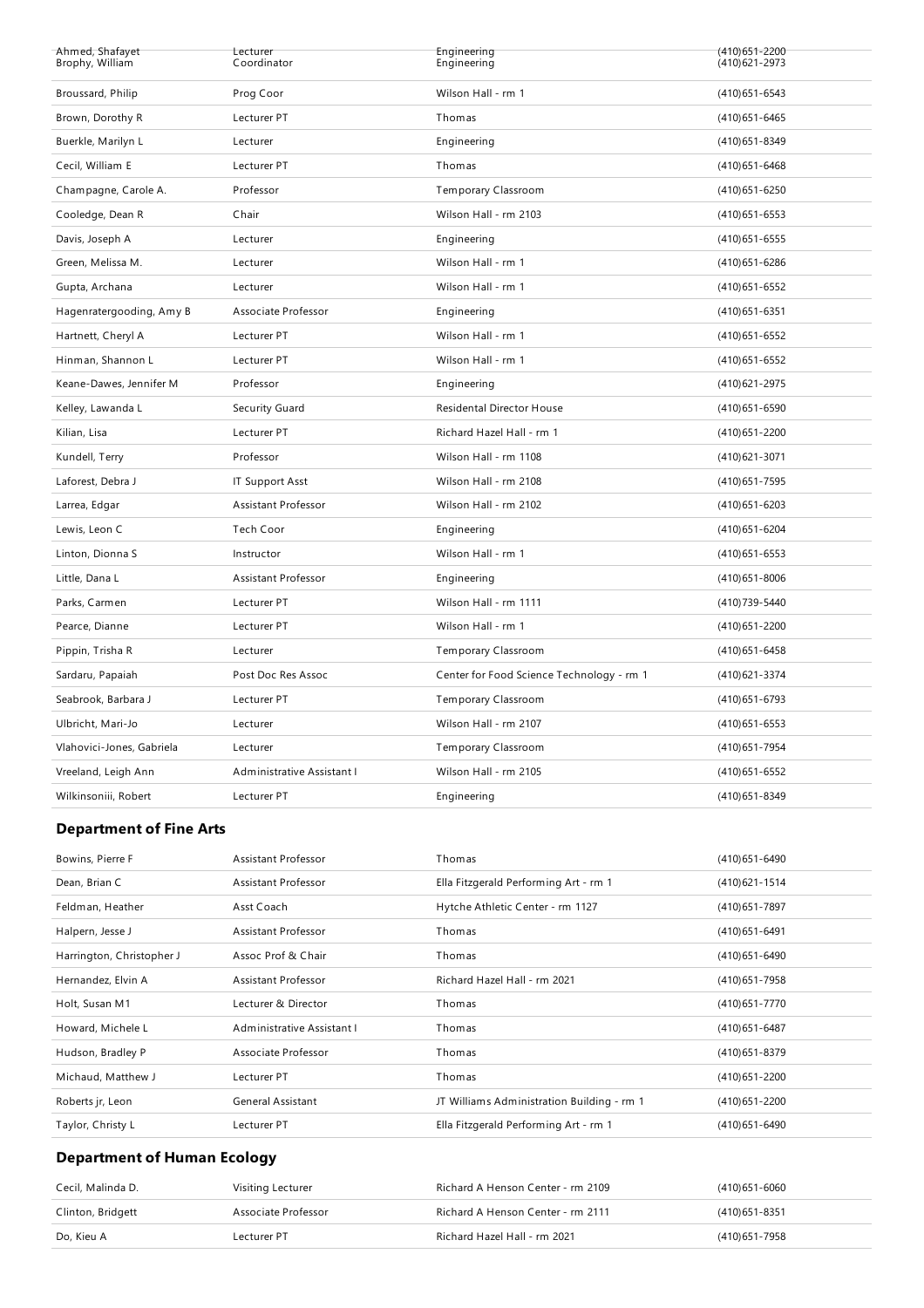| | | | |
|---|---|---|---|
| Ahmed, Shafayet | Lecturer | Engineering | (410)651-2200 |
| Brophy, William | Coordinator | Engineering | (410)621-2973 |
| Broussard, Philip | Prog Coor | Wilson Hall - rm 1 | (410)651-6543 |
| Brown, Dorothy R | Lecturer PT | Thomas | (410)651-6465 |
| Buerkle, Marilyn L | Lecturer | Engineering | (410)651-8349 |
| Cecil, William E | Lecturer PT | Thomas | (410)651-6468 |
| Champagne, Carole A. | Professor | Temporary Classroom | (410)651-6250 |
| Cooledge, Dean R | Chair | Wilson Hall - rm 2103 | (410)651-6553 |
| Davis, Joseph A | Lecturer | Engineering | (410)651-6555 |
| Green, Melissa M. | Lecturer | Wilson Hall - rm 1 | (410)651-6286 |
| Gupta, Archana | Lecturer | Wilson Hall - rm 1 | (410)651-6552 |
| Hagenratergooding, Amy B | Associate Professor | Engineering | (410)651-6351 |
| Hartnett, Cheryl A | Lecturer PT | Wilson Hall - rm 1 | (410)651-6552 |
| Hinman, Shannon L | Lecturer PT | Wilson Hall - rm 1 | (410)651-6552 |
| Keane-Dawes, Jennifer M | Professor | Engineering | (410)621-2975 |
| Kelley, Lawanda L | Security Guard | Residental Director House | (410)651-6590 |
| Kilian, Lisa | Lecturer PT | Richard Hazel Hall - rm 1 | (410)651-2200 |
| Kundell, Terry | Professor | Wilson Hall - rm 1108 | (410)621-3071 |
| Laforest, Debra J | IT Support Asst | Wilson Hall - rm 2108 | (410)651-7595 |
| Larrea, Edgar | Assistant Professor | Wilson Hall - rm 2102 | (410)651-6203 |
| Lewis, Leon C | Tech Coor | Engineering | (410)651-6204 |
| Linton, Dionna S | Instructor | Wilson Hall - rm 1 | (410)651-6553 |
| Little, Dana L | Assistant Professor | Engineering | (410)651-8006 |
| Parks, Carmen | Lecturer PT | Wilson Hall - rm 1111 | (410)739-5440 |
| Pearce, Dianne | Lecturer PT | Wilson Hall - rm 1 | (410)651-2200 |
| Pippin, Trisha R | Lecturer | Temporary Classroom | (410)651-6458 |
| Sardaru, Papaiah | Post Doc Res Assoc | Center for Food Science Technology - rm 1 | (410)621-3374 |
| Seabrook, Barbara J | Lecturer PT | Temporary Classroom | (410)651-6793 |
| Ulbricht, Mari-Jo | Lecturer | Wilson Hall - rm 2107 | (410)651-6553 |
| Vlahovici-Jones, Gabriela | Lecturer | Temporary Classroom | (410)651-7954 |
| Vreeland, Leigh Ann | Administrative Assistant I | Wilson Hall - rm 2105 | (410)651-6552 |
| Wilkinsoniii, Robert | Lecturer PT | Engineering | (410)651-8349 |

## Department of Fine Arts

| | | | |
|---|---|---|---|
| Bowins, Pierre F | Assistant Professor | Thomas | (410)651-6490 |
| Dean, Brian C | Assistant Professor | Ella Fitzgerald Performing Art - rm 1 | (410)621-1514 |
| Feldman, Heather | Asst Coach | Hytche Athletic Center - rm 1127 | (410)651-7897 |
| Halpern, Jesse J | Assistant Professor | Thomas | (410)651-6491 |
| Harrington, Christopher J | Assoc Prof & Chair | Thomas | (410)651-6490 |
| Hernandez, Elvin A | Assistant Professor | Richard Hazel Hall - rm 2021 | (410)651-7958 |
| Holt, Susan M1 | Lecturer & Director | Thomas | (410)651-7770 |
| Howard, Michele L | Administrative Assistant I | Thomas | (410)651-6487 |
| Hudson, Bradley P | Associate Professor | Thomas | (410)651-8379 |
| Michaud, Matthew J | Lecturer PT | Thomas | (410)651-2200 |
| Roberts jr, Leon | General Assistant | JT Williams Administration Building - rm 1 | (410)651-2200 |
| Taylor, Christy L | Lecturer PT | Ella Fitzgerald Performing Art - rm 1 | (410)651-6490 |

## Department of Human Ecology

| | | | |
|---|---|---|---|
| Cecil, Malinda D. | Visiting Lecturer | Richard A Henson Center - rm 2109 | (410)651-6060 |
| Clinton, Bridgett | Associate Professor | Richard A Henson Center - rm 2111 | (410)651-8351 |
| Do, Kieu A | Lecturer PT | Richard Hazel Hall - rm 2021 | (410)651-7958 |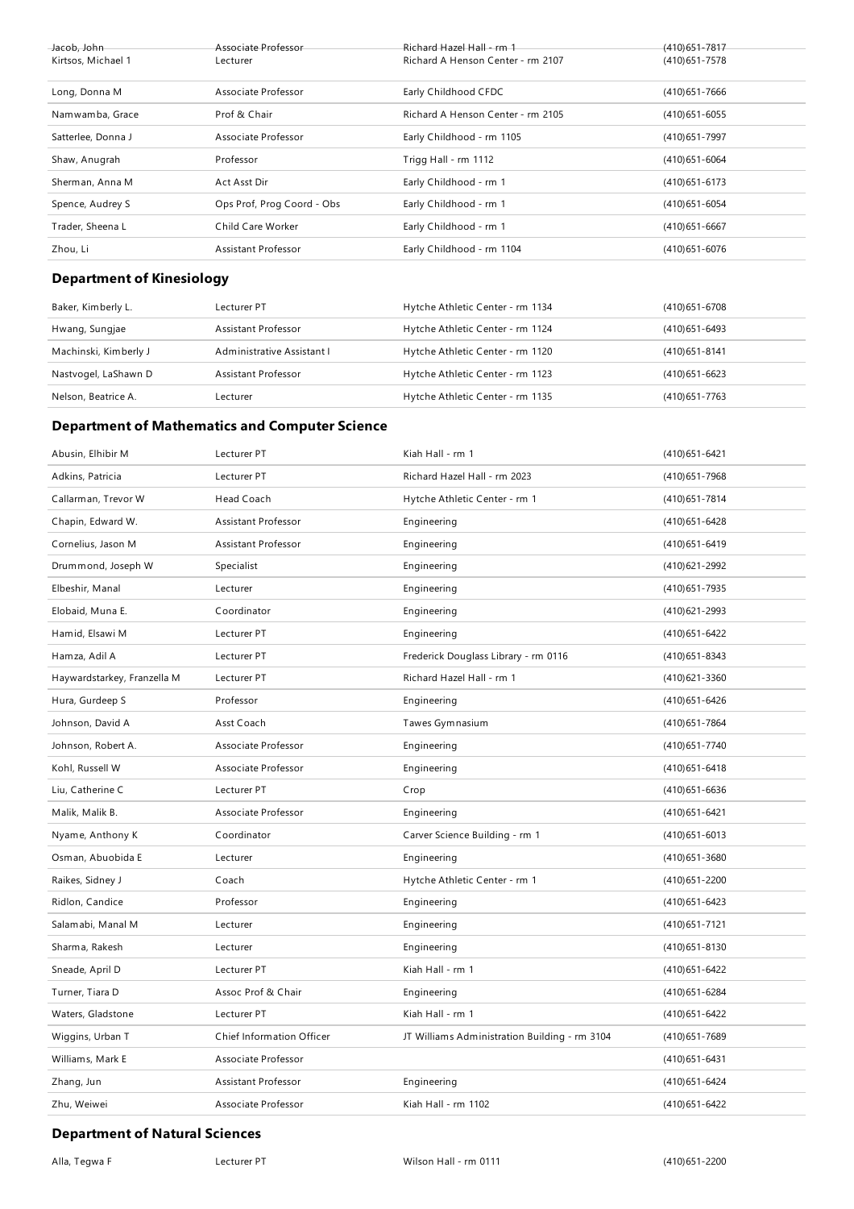| Jacob, John | Associate Professor | Richard Hazel Hall - rm 1 | (410)651-7817 |
|---|---|---|---|
| Kirtsos, Michael 1 | Lecturer | Richard A Henson Center - rm 2107 | (410)651-7578 |
| Long, Donna M | Associate Professor | Early Childhood CFDC | (410)651-7666 |
| Namwamba, Grace | Prof & Chair | Richard A Henson Center - rm 2105 | (410)651-6055 |
| Satterlee, Donna J | Associate Professor | Early Childhood - rm 1105 | (410)651-7997 |
| Shaw, Anugrah | Professor | Trigg Hall - rm 1112 | (410)651-6064 |
| Sherman, Anna M | Act Asst Dir | Early Childhood - rm 1 | (410)651-6173 |
| Spence, Audrey S | Ops Prof, Prog Coord - Obs | Early Childhood - rm 1 | (410)651-6054 |
| Trader, Sheena L | Child Care Worker | Early Childhood - rm 1 | (410)651-6667 |
| Zhou, Li | Assistant Professor | Early Childhood - rm 1104 | (410)651-6076 |

### Department of Kinesiology

| Baker, Kimberly L. | Lecturer PT | Hytche Athletic Center - rm 1134 | (410)651-6708 |
|---|---|---|---|
| Hwang, Sungjae | Assistant Professor | Hytche Athletic Center - rm 1124 | (410)651-6493 |
| Machinski, Kimberly J | Administrative Assistant I | Hytche Athletic Center - rm 1120 | (410)651-8141 |
| Nastvogel, LaShawn D | Assistant Professor | Hytche Athletic Center - rm 1123 | (410)651-6623 |
| Nelson, Beatrice A. | Lecturer | Hytche Athletic Center - rm 1135 | (410)651-7763 |

### Department of Mathematics and Computer Science

| Abusin, Elhibir M | Lecturer PT | Kiah Hall - rm 1 | (410)651-6421 |
|---|---|---|---|
| Adkins, Patricia | Lecturer PT | Richard Hazel Hall - rm 2023 | (410)651-7968 |
| Callarman, Trevor W | Head Coach | Hytche Athletic Center - rm 1 | (410)651-7814 |
| Chapin, Edward W. | Assistant Professor | Engineering | (410)651-6428 |
| Cornelius, Jason M | Assistant Professor | Engineering | (410)651-6419 |
| Drummond, Joseph W | Specialist | Engineering | (410)621-2992 |
| Elbeshir, Manal | Lecturer | Engineering | (410)651-7935 |
| Elobaid, Muna E. | Coordinator | Engineering | (410)621-2993 |
| Hamid, Elsawi M | Lecturer PT | Engineering | (410)651-6422 |
| Hamza, Adil A | Lecturer PT | Frederick Douglass Library - rm 0116 | (410)651-8343 |
| Haywardstarkey, Franzella M | Lecturer PT | Richard Hazel Hall - rm 1 | (410)621-3360 |
| Hura, Gurdeep S | Professor | Engineering | (410)651-6426 |
| Johnson, David A | Asst Coach | Tawes Gymnasium | (410)651-7864 |
| Johnson, Robert A. | Associate Professor | Engineering | (410)651-7740 |
| Kohl, Russell W | Associate Professor | Engineering | (410)651-6418 |
| Liu, Catherine C | Lecturer PT | Crop | (410)651-6636 |
| Malik, Malik B. | Associate Professor | Engineering | (410)651-6421 |
| Nyame, Anthony K | Coordinator | Carver Science Building - rm 1 | (410)651-6013 |
| Osman, Abuobida E | Lecturer | Engineering | (410)651-3680 |
| Raikes, Sidney J | Coach | Hytche Athletic Center - rm 1 | (410)651-2200 |
| Ridlon, Candice | Professor | Engineering | (410)651-6423 |
| Salamabi, Manal M | Lecturer | Engineering | (410)651-7121 |
| Sharma, Rakesh | Lecturer | Engineering | (410)651-8130 |
| Sneade, April D | Lecturer PT | Kiah Hall - rm 1 | (410)651-6422 |
| Turner, Tiara D | Assoc Prof & Chair | Engineering | (410)651-6284 |
| Waters, Gladstone | Lecturer PT | Kiah Hall - rm 1 | (410)651-6422 |
| Wiggins, Urban T | Chief Information Officer | JT Williams Administration Building - rm 3104 | (410)651-7689 |
| Williams, Mark E | Associate Professor | | (410)651-6431 |
| Zhang, Jun | Assistant Professor | Engineering | (410)651-6424 |
| Zhu, Weiwei | Associate Professor | Kiah Hall - rm 1102 | (410)651-6422 |

### Department of Natural Sciences

| Alla, Tegwa F | Lecturer PT | Wilson Hall - rm 0111 | (410)651-2200 |
|---|---|---|---|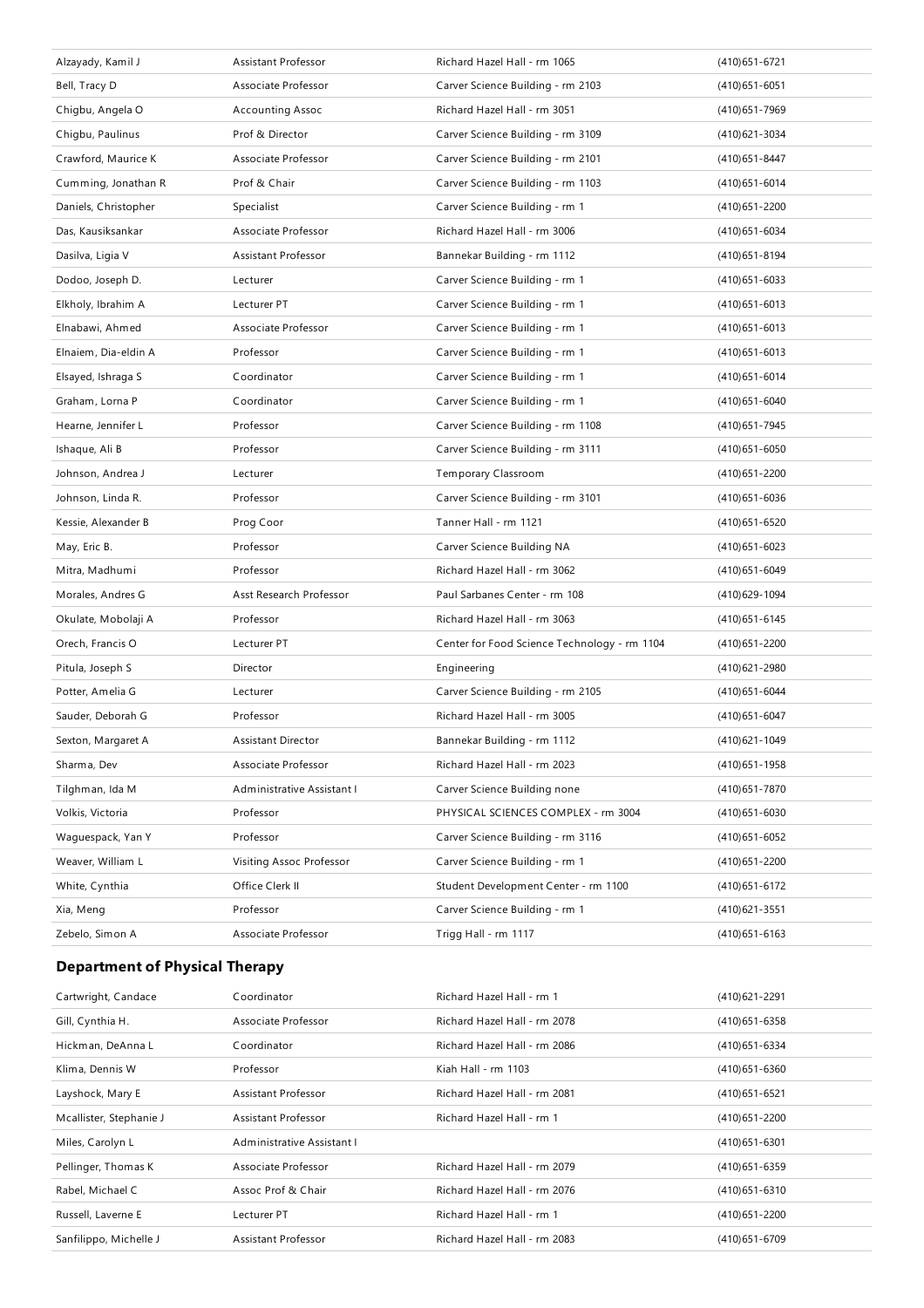| | | | |
|---|---|---|---|
| Alzayady, Kamil J | Assistant Professor | Richard Hazel Hall - rm 1065 | (410)651-6721 |
| Bell, Tracy D | Associate Professor | Carver Science Building - rm 2103 | (410)651-6051 |
| Chigbu, Angela O | Accounting Assoc | Richard Hazel Hall - rm 3051 | (410)651-7969 |
| Chigbu, Paulinus | Prof & Director | Carver Science Building - rm 3109 | (410)621-3034 |
| Crawford, Maurice K | Associate Professor | Carver Science Building - rm 2101 | (410)651-8447 |
| Cumming, Jonathan R | Prof & Chair | Carver Science Building - rm 1103 | (410)651-6014 |
| Daniels, Christopher | Specialist | Carver Science Building - rm 1 | (410)651-2200 |
| Das, Kausiksankar | Associate Professor | Richard Hazel Hall - rm 3006 | (410)651-6034 |
| Dasilva, Ligia V | Assistant Professor | Bannekar Building - rm 1112 | (410)651-8194 |
| Dodoo, Joseph D. | Lecturer | Carver Science Building - rm 1 | (410)651-6033 |
| Elkholy, Ibrahim A | Lecturer PT | Carver Science Building - rm 1 | (410)651-6013 |
| Elnabawi, Ahmed | Associate Professor | Carver Science Building - rm 1 | (410)651-6013 |
| Elnaiem, Dia-eldin A | Professor | Carver Science Building - rm 1 | (410)651-6013 |
| Elsayed, Ishraga S | Coordinator | Carver Science Building - rm 1 | (410)651-6014 |
| Graham, Lorna P | Coordinator | Carver Science Building - rm 1 | (410)651-6040 |
| Hearne, Jennifer L | Professor | Carver Science Building - rm 1108 | (410)651-7945 |
| Ishaque, Ali B | Professor | Carver Science Building - rm 3111 | (410)651-6050 |
| Johnson, Andrea J | Lecturer | Temporary Classroom | (410)651-2200 |
| Johnson, Linda R. | Professor | Carver Science Building - rm 3101 | (410)651-6036 |
| Kessie, Alexander B | Prog Coor | Tanner Hall - rm 1121 | (410)651-6520 |
| May, Eric B. | Professor | Carver Science Building NA | (410)651-6023 |
| Mitra, Madhumi | Professor | Richard Hazel Hall - rm 3062 | (410)651-6049 |
| Morales, Andres G | Asst Research Professor | Paul Sarbanes Center - rm 108 | (410)629-1094 |
| Okulate, Mobolaji A | Professor | Richard Hazel Hall - rm 3063 | (410)651-6145 |
| Orech, Francis O | Lecturer PT | Center for Food Science Technology - rm 1104 | (410)651-2200 |
| Pitula, Joseph S | Director | Engineering | (410)621-2980 |
| Potter, Amelia G | Lecturer | Carver Science Building - rm 2105 | (410)651-6044 |
| Sauder, Deborah G | Professor | Richard Hazel Hall - rm 3005 | (410)651-6047 |
| Sexton, Margaret A | Assistant Director | Bannekar Building - rm 1112 | (410)621-1049 |
| Sharma, Dev | Associate Professor | Richard Hazel Hall - rm 2023 | (410)651-1958 |
| Tilghman, Ida M | Administrative Assistant I | Carver Science Building none | (410)651-7870 |
| Volkis, Victoria | Professor | PHYSICAL SCIENCES COMPLEX - rm 3004 | (410)651-6030 |
| Waguespack, Yan Y | Professor | Carver Science Building - rm 3116 | (410)651-6052 |
| Weaver, William L | Visiting Assoc Professor | Carver Science Building - rm 1 | (410)651-2200 |
| White, Cynthia | Office Clerk II | Student Development Center - rm 1100 | (410)651-6172 |
| Xia, Meng | Professor | Carver Science Building - rm 1 | (410)621-3551 |
| Zebelo, Simon A | Associate Professor | Trigg Hall - rm 1117 | (410)651-6163 |

## Department of Physical Therapy

| | | | |
|---|---|---|---|
| Cartwright, Candace | Coordinator | Richard Hazel Hall - rm 1 | (410)621-2291 |
| Gill, Cynthia H. | Associate Professor | Richard Hazel Hall - rm 2078 | (410)651-6358 |
| Hickman, DeAnna L | Coordinator | Richard Hazel Hall - rm 2086 | (410)651-6334 |
| Klima, Dennis W | Professor | Kiah Hall - rm 1103 | (410)651-6360 |
| Layshock, Mary E | Assistant Professor | Richard Hazel Hall - rm 2081 | (410)651-6521 |
| Mcallister, Stephanie J | Assistant Professor | Richard Hazel Hall - rm 1 | (410)651-2200 |
| Miles, Carolyn L | Administrative Assistant I | | (410)651-6301 |
| Pellinger, Thomas K | Associate Professor | Richard Hazel Hall - rm 2079 | (410)651-6359 |
| Rabel, Michael C | Assoc Prof & Chair | Richard Hazel Hall - rm 2076 | (410)651-6310 |
| Russell, Laverne E | Lecturer PT | Richard Hazel Hall - rm 1 | (410)651-2200 |
| Sanfilippo, Michelle J | Assistant Professor | Richard Hazel Hall - rm 2083 | (410)651-6709 |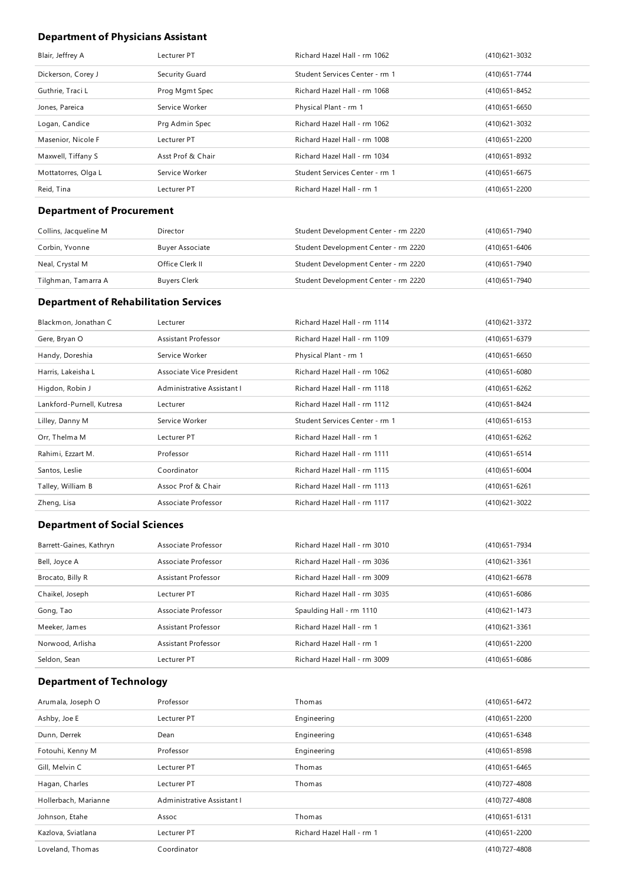### Department of Physicians Assistant

| | | | |
|---|---|---|---|
| Blair, Jeffrey A | Lecturer PT | Richard Hazel Hall - rm 1062 | (410)621-3032 |
| Dickerson, Corey J | Security Guard | Student Services Center - rm 1 | (410)651-7744 |
| Guthrie, Traci L | Prog Mgmt Spec | Richard Hazel Hall - rm 1068 | (410)651-8452 |
| Jones, Pareica | Service Worker | Physical Plant - rm 1 | (410)651-6650 |
| Logan, Candice | Prg Admin Spec | Richard Hazel Hall - rm 1062 | (410)621-3032 |
| Masenior, Nicole F | Lecturer PT | Richard Hazel Hall - rm 1008 | (410)651-2200 |
| Maxwell, Tiffany S | Asst Prof & Chair | Richard Hazel Hall - rm 1034 | (410)651-8932 |
| Mottatorres, Olga L | Service Worker | Student Services Center - rm 1 | (410)651-6675 |
| Reid, Tina | Lecturer PT | Richard Hazel Hall - rm 1 | (410)651-2200 |

### Department of Procurement

| | | | |
|---|---|---|---|
| Collins, Jacqueline M | Director | Student Development Center - rm 2220 | (410)651-7940 |
| Corbin, Yvonne | Buyer Associate | Student Development Center - rm 2220 | (410)651-6406 |
| Neal, Crystal M | Office Clerk II | Student Development Center - rm 2220 | (410)651-7940 |
| Tilghman, Tamarra A | Buyers Clerk | Student Development Center - rm 2220 | (410)651-7940 |

### Department of Rehabilitation Services

| | | | |
|---|---|---|---|
| Blackmon, Jonathan C | Lecturer | Richard Hazel Hall - rm 1114 | (410)621-3372 |
| Gere, Bryan O | Assistant Professor | Richard Hazel Hall - rm 1109 | (410)651-6379 |
| Handy, Doreshia | Service Worker | Physical Plant - rm 1 | (410)651-6650 |
| Harris, Lakeisha L | Associate Vice President | Richard Hazel Hall - rm 1062 | (410)651-6080 |
| Higdon, Robin J | Administrative Assistant I | Richard Hazel Hall - rm 1118 | (410)651-6262 |
| Lankford-Purnell, Kutresa | Lecturer | Richard Hazel Hall - rm 1112 | (410)651-8424 |
| Lilley, Danny M | Service Worker | Student Services Center - rm 1 | (410)651-6153 |
| Orr, Thelma M | Lecturer PT | Richard Hazel Hall - rm 1 | (410)651-6262 |
| Rahimi, Ezzart M. | Professor | Richard Hazel Hall - rm 1111 | (410)651-6514 |
| Santos, Leslie | Coordinator | Richard Hazel Hall - rm 1115 | (410)651-6004 |
| Talley, William B | Assoc Prof & Chair | Richard Hazel Hall - rm 1113 | (410)651-6261 |
| Zheng, Lisa | Associate Professor | Richard Hazel Hall - rm 1117 | (410)621-3022 |

### Department of Social Sciences

| | | | |
|---|---|---|---|
| Barrett-Gaines, Kathryn | Associate Professor | Richard Hazel Hall - rm 3010 | (410)651-7934 |
| Bell, Joyce A | Associate Professor | Richard Hazel Hall - rm 3036 | (410)621-3361 |
| Brocato, Billy R | Assistant Professor | Richard Hazel Hall - rm 3009 | (410)621-6678 |
| Chaikel, Joseph | Lecturer PT | Richard Hazel Hall - rm 3035 | (410)651-6086 |
| Gong, Tao | Associate Professor | Spaulding Hall - rm 1110 | (410)621-1473 |
| Meeker, James | Assistant Professor | Richard Hazel Hall - rm 1 | (410)621-3361 |
| Norwood, Arlisha | Assistant Professor | Richard Hazel Hall - rm 1 | (410)651-2200 |
| Seldon, Sean | Lecturer PT | Richard Hazel Hall - rm 3009 | (410)651-6086 |

### Department of Technology

| | | | |
|---|---|---|---|
| Arumala, Joseph O | Professor | Thomas | (410)651-6472 |
| Ashby, Joe E | Lecturer PT | Engineering | (410)651-2200 |
| Dunn, Derrek | Dean | Engineering | (410)651-6348 |
| Fotouhi, Kenny M | Professor | Engineering | (410)651-8598 |
| Gill, Melvin C | Lecturer PT | Thomas | (410)651-6465 |
| Hagan, Charles | Lecturer PT | Thomas | (410)727-4808 |
| Hollerbach, Marianne | Administrative Assistant I | | (410)727-4808 |
| Johnson, Etahe | Assoc | Thomas | (410)651-6131 |
| Kazlova, Sviatlana | Lecturer PT | Richard Hazel Hall - rm 1 | (410)651-2200 |
| Loveland, Thomas | Coordinator | | (410)727-4808 |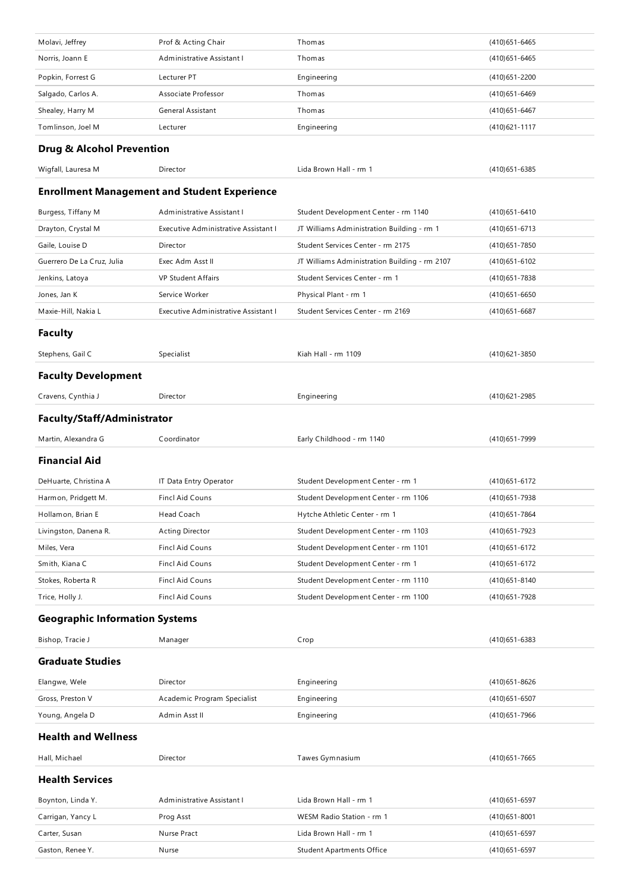| | | | |
|---|---|---|---|
| Molavi, Jeffrey | Prof & Acting Chair | Thomas | (410)651-6465 |
| Norris, Joann E | Administrative Assistant I | Thomas | (410)651-6465 |
| Popkin, Forrest G | Lecturer PT | Engineering | (410)651-2200 |
| Salgado, Carlos A. | Associate Professor | Thomas | (410)651-6469 |
| Shealey, Harry M | General Assistant | Thomas | (410)651-6467 |
| Tomlinson, Joel M | Lecturer | Engineering | (410)621-1117 |

## Drug & Alcohol Prevention

| | | | |
|---|---|---|---|
| Wigfall, Lauresa M | Director | Lida Brown Hall - rm 1 | (410)651-6385 |

## Enrollment Management and Student Experience

| | | | |
|---|---|---|---|
| Burgess, Tiffany M | Administrative Assistant I | Student Development Center - rm 1140 | (410)651-6410 |
| Drayton, Crystal M | Executive Administrative Assistant I | JT Williams Administration Building - rm 1 | (410)651-6713 |
| Gaile, Louise D | Director | Student Services Center - rm 2175 | (410)651-7850 |
| Guerrero De La Cruz, Julia | Exec Adm Asst II | JT Williams Administration Building - rm 2107 | (410)651-6102 |
| Jenkins, Latoya | VP Student Affairs | Student Services Center - rm 1 | (410)651-7838 |
| Jones, Jan K | Service Worker | Physical Plant - rm 1 | (410)651-6650 |
| Maxie-Hill, Nakia L | Executive Administrative Assistant I | Student Services Center - rm 2169 | (410)651-6687 |

## Faculty

| | | | |
|---|---|---|---|
| Stephens, Gail C | Specialist | Kiah Hall - rm 1109 | (410)621-3850 |

## Faculty Development

| | | | |
|---|---|---|---|
| Cravens, Cynthia J | Director | Engineering | (410)621-2985 |

## Faculty/Staff/Administrator

| | | | |
|---|---|---|---|
| Martin, Alexandra G | Coordinator | Early Childhood - rm 1140 | (410)651-7999 |

## Financial Aid

| | | | |
|---|---|---|---|
| DeHuarte, Christina A | IT Data Entry Operator | Student Development Center - rm 1 | (410)651-6172 |
| Harmon, Pridgett M. | Fincl Aid Couns | Student Development Center - rm 1106 | (410)651-7938 |
| Hollamon, Brian E | Head Coach | Hytche Athletic Center - rm 1 | (410)651-7864 |
| Livingston, Danena R. | Acting Director | Student Development Center - rm 1103 | (410)651-7923 |
| Miles, Vera | Fincl Aid Couns | Student Development Center - rm 1101 | (410)651-6172 |
| Smith, Kiana C | Fincl Aid Couns | Student Development Center - rm 1 | (410)651-6172 |
| Stokes, Roberta R | Fincl Aid Couns | Student Development Center - rm 1110 | (410)651-8140 |
| Trice, Holly J. | Fincl Aid Couns | Student Development Center - rm 1100 | (410)651-7928 |

## Geographic Information Systems

| | | | |
|---|---|---|---|
| Bishop, Tracie J | Manager | Crop | (410)651-6383 |

## Graduate Studies

| | | | |
|---|---|---|---|
| Elangwe, Wele | Director | Engineering | (410)651-8626 |
| Gross, Preston V | Academic Program Specialist | Engineering | (410)651-6507 |
| Young, Angela D | Admin Asst II | Engineering | (410)651-7966 |

## Health and Wellness

| | | | |
|---|---|---|---|
| Hall, Michael | Director | Tawes Gymnasium | (410)651-7665 |

## Health Services

| | | | |
|---|---|---|---|
| Boynton, Linda Y. | Administrative Assistant I | Lida Brown Hall - rm 1 | (410)651-6597 |
| Carrigan, Yancy L | Prog Asst | WESM Radio Station - rm 1 | (410)651-8001 |
| Carter, Susan | Nurse Pract | Lida Brown Hall - rm 1 | (410)651-6597 |
| Gaston, Renee Y. | Nurse | Student Apartments Office | (410)651-6597 |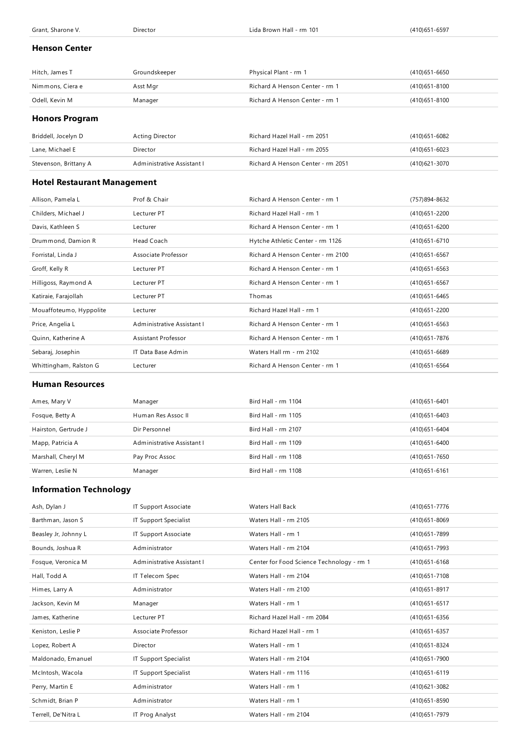| Grant, Sharone V. | Director | Lida Brown Hall - rm 101 | (410)651-6597 |
|---|---|---|---|

### Henson Center

| Hitch, James T | Groundskeeper | Physical Plant - rm 1 | (410)651-6650 |
|---|---|---|---|
| Nimmons, Ciera e | Asst Mgr | Richard A Henson Center - rm 1 | (410)651-8100 |
| Odell, Kevin M | Manager | Richard A Henson Center - rm 1 | (410)651-8100 |

### Honors Program

| Briddell, Jocelyn D | Acting Director | Richard Hazel Hall - rm 2051 | (410)651-6082 |
|---|---|---|---|
| Lane, Michael E | Director | Richard Hazel Hall - rm 2055 | (410)651-6023 |
| Stevenson, Brittany A | Administrative Assistant I | Richard A Henson Center - rm 2051 | (410)621-3070 |

### Hotel Restaurant Management

| Allison, Pamela L | Prof & Chair | Richard A Henson Center - rm 1 | (757)894-8632 |
|---|---|---|---|
| Childers, Michael J | Lecturer PT | Richard Hazel Hall - rm 1 | (410)651-2200 |
| Davis, Kathleen S | Lecturer | Richard A Henson Center - rm 1 | (410)651-6200 |
| Drummond, Damion R | Head Coach | Hytche Athletic Center - rm 1126 | (410)651-6710 |
| Forristal, Linda J | Associate Professor | Richard A Henson Center - rm 2100 | (410)651-6567 |
| Groff, Kelly R | Lecturer PT | Richard A Henson Center - rm 1 | (410)651-6563 |
| Hilligoss, Raymond A | Lecturer PT | Richard A Henson Center - rm 1 | (410)651-6567 |
| Katiraie, Farajollah | Lecturer PT | Thomas | (410)651-6465 |
| Mouaffoteumo, Hyppolite | Lecturer | Richard Hazel Hall - rm 1 | (410)651-2200 |
| Price, Angelia L | Administrative Assistant I | Richard A Henson Center - rm 1 | (410)651-6563 |
| Quinn, Katherine A | Assistant Professor | Richard A Henson Center - rm 1 | (410)651-7876 |
| Sebaraj, Josephin | IT Data Base Admin | Waters Hall rm - rm 2102 | (410)651-6689 |
| Whittingham, Ralston G | Lecturer | Richard A Henson Center - rm 1 | (410)651-6564 |

### Human Resources

| Ames, Mary V | Manager | Bird Hall - rm 1104 | (410)651-6401 |
|---|---|---|---|
| Fosque, Betty A | Human Res Assoc II | Bird Hall - rm 1105 | (410)651-6403 |
| Hairston, Gertrude J | Dir Personnel | Bird Hall - rm 2107 | (410)651-6404 |
| Mapp, Patricia A | Administrative Assistant I | Bird Hall - rm 1109 | (410)651-6400 |
| Marshall, Cheryl M | Pay Proc Assoc | Bird Hall - rm 1108 | (410)651-7650 |
| Warren, Leslie N | Manager | Bird Hall - rm 1108 | (410)651-6161 |

### Information Technology

| Ash, Dylan J | IT Support Associate | Waters Hall Back | (410)651-7776 |
|---|---|---|---|
| Barthman, Jason S | IT Support Specialist | Waters Hall - rm 2105 | (410)651-8069 |
| Beasley Jr, Johnny L | IT Support Associate | Waters Hall - rm 1 | (410)651-7899 |
| Bounds, Joshua R | Administrator | Waters Hall - rm 2104 | (410)651-7993 |
| Fosque, Veronica M | Administrative Assistant I | Center for Food Science Technology - rm 1 | (410)651-6168 |
| Hall, Todd A | IT Telecom Spec | Waters Hall - rm 2104 | (410)651-7108 |
| Himes, Larry A | Administrator | Waters Hall - rm 2100 | (410)651-8917 |
| Jackson, Kevin M | Manager | Waters Hall - rm 1 | (410)651-6517 |
| James, Katherine | Lecturer PT | Richard Hazel Hall - rm 2084 | (410)651-6356 |
| Keniston, Leslie P | Associate Professor | Richard Hazel Hall - rm 1 | (410)651-6357 |
| Lopez, Robert A | Director | Waters Hall - rm 1 | (410)651-8324 |
| Maldonado, Emanuel | IT Support Specialist | Waters Hall - rm 2104 | (410)651-7900 |
| McIntosh, Wacola | IT Support Specialist | Waters Hall - rm 1116 | (410)651-6119 |
| Perry, Martin E | Administrator | Waters Hall - rm 1 | (410)621-3082 |
| Schmidt, Brian P | Administrator | Waters Hall - rm 1 | (410)651-8590 |
| Terrell, De'Nitra L | IT Prog Analyst | Waters Hall - rm 2104 | (410)651-7979 |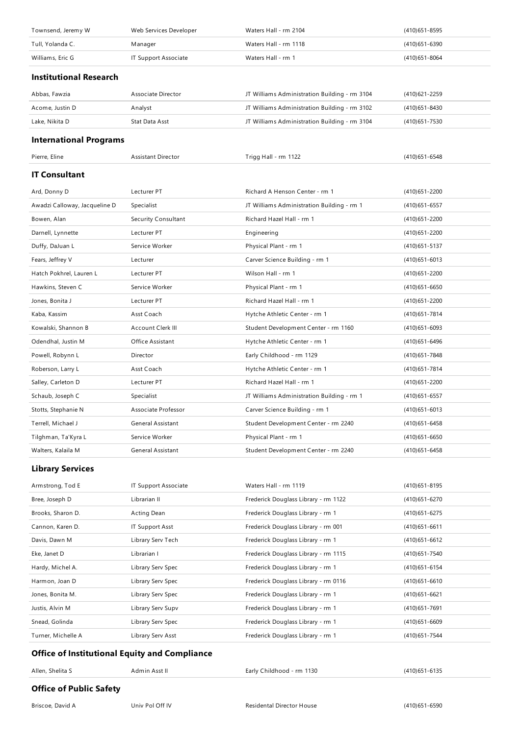| | | | |
|---|---|---|---|
| Townsend, Jeremy W | Web Services Developer | Waters Hall - rm 2104 | (410)651-8595 |
| Tull, Yolanda C. | Manager | Waters Hall - rm 1118 | (410)651-6390 |
| Williams, Eric G | IT Support Associate | Waters Hall - rm 1 | (410)651-8064 |

### Institutional Research

| | | | |
|---|---|---|---|
| Abbas, Fawzia | Associate Director | JT Williams Administration Building - rm 3104 | (410)621-2259 |
| Acome, Justin D | Analyst | JT Williams Administration Building - rm 3102 | (410)651-8430 |
| Lake, Nikita D | Stat Data Asst | JT Williams Administration Building - rm 3104 | (410)651-7530 |

### International Programs

| | | | |
|---|---|---|---|
| Pierre, Eline | Assistant Director | Trigg Hall - rm 1122 | (410)651-6548 |

### IT Consultant

| | | | |
|---|---|---|---|
| Ard, Donny D | Lecturer PT | Richard A Henson Center - rm 1 | (410)651-2200 |
| Awadzi Calloway, Jacqueline D | Specialist | JT Williams Administration Building - rm 1 | (410)651-6557 |
| Bowen, Alan | Security Consultant | Richard Hazel Hall - rm 1 | (410)651-2200 |
| Darnell, Lynnette | Lecturer PT | Engineering | (410)651-2200 |
| Duffy, DaJuan L | Service Worker | Physical Plant - rm 1 | (410)651-5137 |
| Fears, Jeffrey V | Lecturer | Carver Science Building - rm 1 | (410)651-6013 |
| Hatch Pokhrel, Lauren L | Lecturer PT | Wilson Hall - rm 1 | (410)651-2200 |
| Hawkins, Steven C | Service Worker | Physical Plant - rm 1 | (410)651-6650 |
| Jones, Bonita J | Lecturer PT | Richard Hazel Hall - rm 1 | (410)651-2200 |
| Kaba, Kassim | Asst Coach | Hytche Athletic Center - rm 1 | (410)651-7814 |
| Kowalski, Shannon B | Account Clerk III | Student Development Center - rm 1160 | (410)651-6093 |
| Odendhal, Justin M | Office Assistant | Hytche Athletic Center - rm 1 | (410)651-6496 |
| Powell, Robynn L | Director | Early Childhood - rm 1129 | (410)651-7848 |
| Roberson, Larry L | Asst Coach | Hytche Athletic Center - rm 1 | (410)651-7814 |
| Salley, Carleton D | Lecturer PT | Richard Hazel Hall - rm 1 | (410)651-2200 |
| Schaub, Joseph C | Specialist | JT Williams Administration Building - rm 1 | (410)651-6557 |
| Stotts, Stephanie N | Associate Professor | Carver Science Building - rm 1 | (410)651-6013 |
| Terrell, Michael J | General Assistant | Student Development Center - rm 2240 | (410)651-6458 |
| Tilghman, Ta'Kyra L | Service Worker | Physical Plant - rm 1 | (410)651-6650 |
| Walters, Kalaila M | General Assistant | Student Development Center - rm 2240 | (410)651-6458 |

### Library Services

| | | | |
|---|---|---|---|
| Armstrong, Tod E | IT Support Associate | Waters Hall - rm 1119 | (410)651-8195 |
| Bree, Joseph D | Librarian II | Frederick Douglass Library - rm 1122 | (410)651-6270 |
| Brooks, Sharon D. | Acting Dean | Frederick Douglass Library - rm 1 | (410)651-6275 |
| Cannon, Karen D. | IT Support Asst | Frederick Douglass Library - rm 001 | (410)651-6611 |
| Davis, Dawn M | Library Serv Tech | Frederick Douglass Library - rm 1 | (410)651-6612 |
| Eke, Janet D | Librarian I | Frederick Douglass Library - rm 1115 | (410)651-7540 |
| Hardy, Michel A. | Library Serv Spec | Frederick Douglass Library - rm 1 | (410)651-6154 |
| Harmon, Joan D | Library Serv Spec | Frederick Douglass Library - rm 0116 | (410)651-6610 |
| Jones, Bonita M. | Library Serv Spec | Frederick Douglass Library - rm 1 | (410)651-6621 |
| Justis, Alvin M | Library Serv Supv | Frederick Douglass Library - rm 1 | (410)651-7691 |
| Snead, Golinda | Library Serv Spec | Frederick Douglass Library - rm 1 | (410)651-6609 |
| Turner, Michelle A | Library Serv Asst | Frederick Douglass Library - rm 1 | (410)651-7544 |

### Office of Institutional Equity and Compliance

| | | | |
|---|---|---|---|
| Allen, Shelita S | Admin Asst II | Early Childhood - rm 1130 | (410)651-6135 |

### Office of Public Safety

| | | | |
|---|---|---|---|
| Briscoe, David A | Univ Pol Off IV | Residental Director House | (410)651-6590 |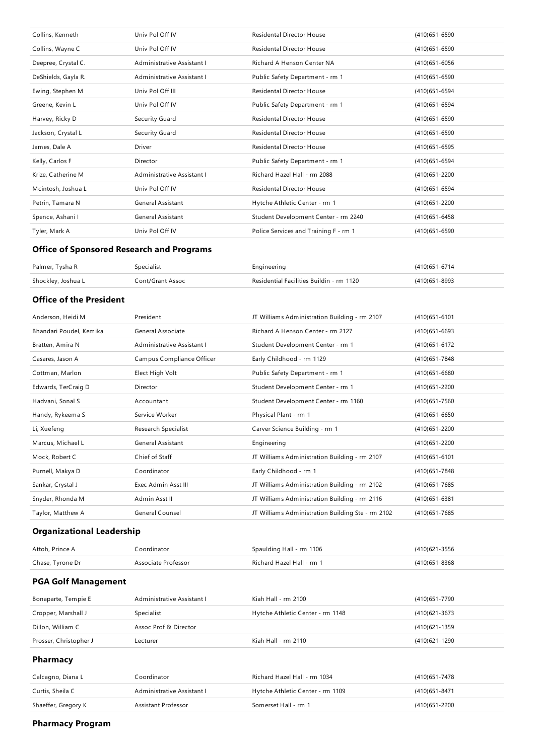| | | | |
|---|---|---|---|
| Collins, Kenneth | Univ Pol Off IV | Residental Director House | (410)651-6590 |
| Collins, Wayne C | Univ Pol Off IV | Residental Director House | (410)651-6590 |
| Deepree, Crystal C. | Administrative Assistant I | Richard A Henson Center NA | (410)651-6056 |
| DeShields, Gayla R. | Administrative Assistant I | Public Safety Department - rm 1 | (410)651-6590 |
| Ewing, Stephen M | Univ Pol Off III | Residental Director House | (410)651-6594 |
| Greene, Kevin L | Univ Pol Off IV | Public Safety Department - rm 1 | (410)651-6594 |
| Harvey, Ricky D | Security Guard | Residental Director House | (410)651-6590 |
| Jackson, Crystal L | Security Guard | Residental Director House | (410)651-6590 |
| James, Dale A | Driver | Residental Director House | (410)651-6595 |
| Kelly, Carlos F | Director | Public Safety Department - rm 1 | (410)651-6594 |
| Krize, Catherine M | Administrative Assistant I | Richard Hazel Hall - rm 2088 | (410)651-2200 |
| Mcintosh, Joshua L | Univ Pol Off IV | Residental Director House | (410)651-6594 |
| Petrin, Tamara N | General Assistant | Hytche Athletic Center - rm 1 | (410)651-2200 |
| Spence, Ashani I | General Assistant | Student Development Center - rm 2240 | (410)651-6458 |
| Tyler, Mark A | Univ Pol Off IV | Police Services and Training F - rm 1 | (410)651-6590 |

### Office of Sponsored Research and Programs

| | | | |
|---|---|---|---|
| Palmer, Tysha R | Specialist | Engineering | (410)651-6714 |
| Shockley, Joshua L | Cont/Grant Assoc | Residential Facilities Buildin - rm 1120 | (410)651-8993 |

### Office of the President

| | | | |
|---|---|---|---|
| Anderson, Heidi M | President | JT Williams Administration Building - rm 2107 | (410)651-6101 |
| Bhandari Poudel, Kemika | General Associate | Richard A Henson Center - rm 2127 | (410)651-6693 |
| Bratten, Amira N | Administrative Assistant I | Student Development Center - rm 1 | (410)651-6172 |
| Casares, Jason A | Campus Compliance Officer | Early Childhood - rm 1129 | (410)651-7848 |
| Cottman, Marlon | Elect High Volt | Public Safety Department - rm 1 | (410)651-6680 |
| Edwards, TerCraig D | Director | Student Development Center - rm 1 | (410)651-2200 |
| Hadvani, Sonal S | Accountant | Student Development Center - rm 1160 | (410)651-7560 |
| Handy, Rykeema S | Service Worker | Physical Plant - rm 1 | (410)651-6650 |
| Li, Xuefeng | Research Specialist | Carver Science Building - rm 1 | (410)651-2200 |
| Marcus, Michael L | General Assistant | Engineering | (410)651-2200 |
| Mock, Robert C | Chief of Staff | JT Williams Administration Building - rm 2107 | (410)651-6101 |
| Purnell, Makya D | Coordinator | Early Childhood - rm 1 | (410)651-7848 |
| Sankar, Crystal J | Exec Admin Asst III | JT Williams Administration Building - rm 2102 | (410)651-7685 |
| Snyder, Rhonda M | Admin Asst II | JT Williams Administration Building - rm 2116 | (410)651-6381 |
| Taylor, Matthew A | General Counsel | JT Williams Administration Building Ste - rm 2102 | (410)651-7685 |

### Organizational Leadership

| | | | |
|---|---|---|---|
| Attoh, Prince A | Coordinator | Spaulding Hall - rm 1106 | (410)621-3556 |
| Chase, Tyrone Dr | Associate Professor | Richard Hazel Hall - rm 1 | (410)651-8368 |

### PGA Golf Management

| | | | |
|---|---|---|---|
| Bonaparte, Tempie E | Administrative Assistant I | Kiah Hall - rm 2100 | (410)651-7790 |
| Cropper, Marshall J | Specialist | Hytche Athletic Center - rm 1148 | (410)621-3673 |
| Dillon, William C | Assoc Prof & Director | | (410)621-1359 |
| Prosser, Christopher J | Lecturer | Kiah Hall - rm 2110 | (410)621-1290 |

### Pharmacy

| | | | |
|---|---|---|---|
| Calcagno, Diana L | Coordinator | Richard Hazel Hall - rm 1034 | (410)651-7478 |
| Curtis, Sheila C | Administrative Assistant I | Hytche Athletic Center - rm 1109 | (410)651-8471 |
| Shaeffer, Gregory K | Assistant Professor | Somerset Hall - rm 1 | (410)651-2200 |

### Pharmacy Program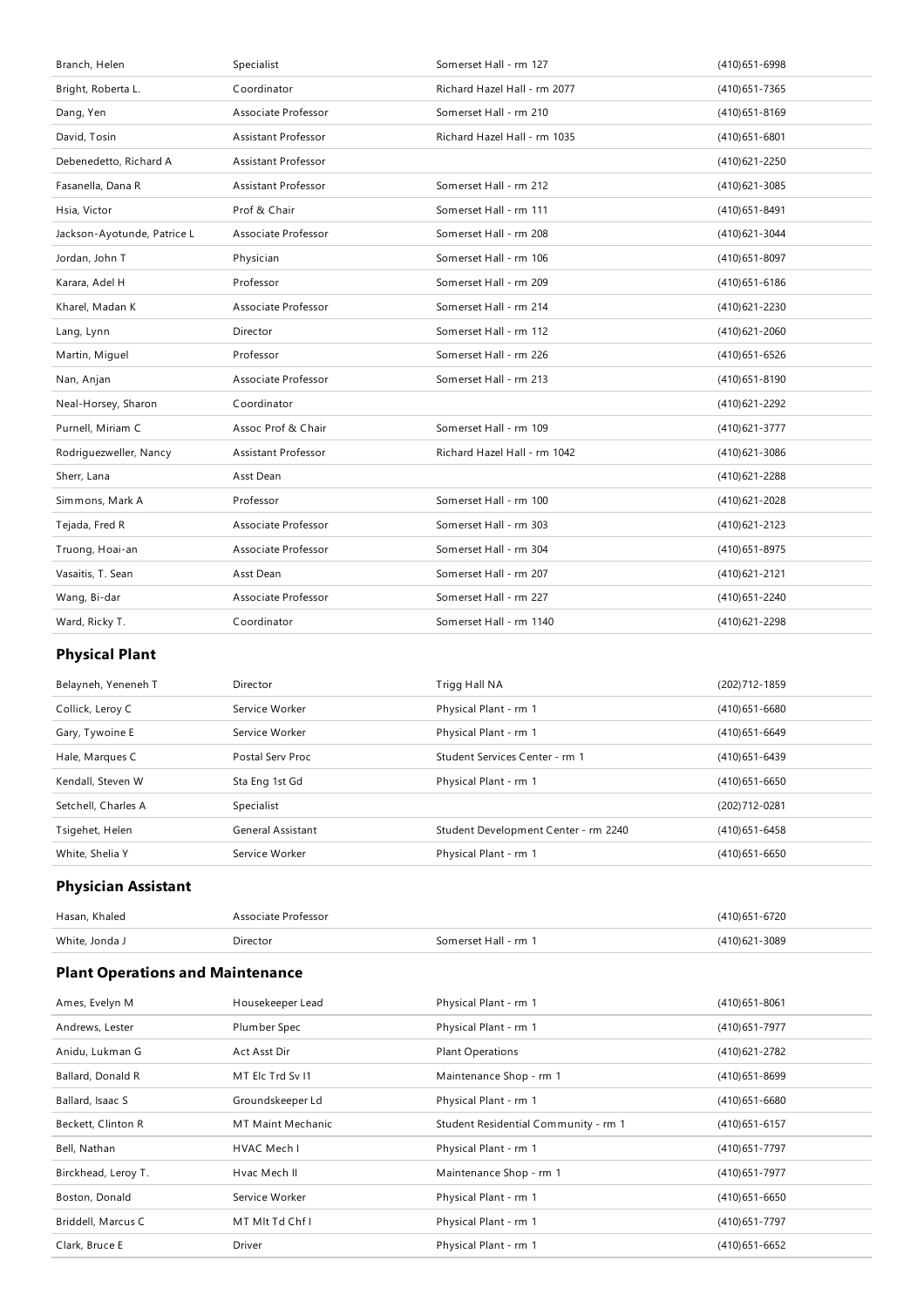| | | | |
|---|---|---|---|
| Branch, Helen | Specialist | Somerset Hall - rm 127 | (410)651-6998 |
| Bright, Roberta L. | Coordinator | Richard Hazel Hall - rm 2077 | (410)651-7365 |
| Dang, Yen | Associate Professor | Somerset Hall - rm 210 | (410)651-8169 |
| David, Tosin | Assistant Professor | Richard Hazel Hall - rm 1035 | (410)651-6801 |
| Debenedetto, Richard A | Assistant Professor | | (410)621-2250 |
| Fasanella, Dana R | Assistant Professor | Somerset Hall - rm 212 | (410)621-3085 |
| Hsia, Victor | Prof & Chair | Somerset Hall - rm 111 | (410)651-8491 |
| Jackson-Ayotunde, Patrice L | Associate Professor | Somerset Hall - rm 208 | (410)621-3044 |
| Jordan, John T | Physician | Somerset Hall - rm 106 | (410)651-8097 |
| Karara, Adel H | Professor | Somerset Hall - rm 209 | (410)651-6186 |
| Kharel, Madan K | Associate Professor | Somerset Hall - rm 214 | (410)621-2230 |
| Lang, Lynn | Director | Somerset Hall - rm 112 | (410)621-2060 |
| Martin, Miguel | Professor | Somerset Hall - rm 226 | (410)651-6526 |
| Nan, Anjan | Associate Professor | Somerset Hall - rm 213 | (410)651-8190 |
| Neal-Horsey, Sharon | Coordinator | | (410)621-2292 |
| Purnell, Miriam C | Assoc Prof & Chair | Somerset Hall - rm 109 | (410)621-3777 |
| Rodriguezweller, Nancy | Assistant Professor | Richard Hazel Hall - rm 1042 | (410)621-3086 |
| Sherr, Lana | Asst Dean | | (410)621-2288 |
| Simmons, Mark A | Professor | Somerset Hall - rm 100 | (410)621-2028 |
| Tejada, Fred R | Associate Professor | Somerset Hall - rm 303 | (410)621-2123 |
| Truong, Hoai-an | Associate Professor | Somerset Hall - rm 304 | (410)651-8975 |
| Vasaitis, T. Sean | Asst Dean | Somerset Hall - rm 207 | (410)621-2121 |
| Wang, Bi-dar | Associate Professor | Somerset Hall - rm 227 | (410)651-2240 |
| Ward, Ricky T. | Coordinator | Somerset Hall - rm 1140 | (410)621-2298 |

## Physical Plant

| | | | |
|---|---|---|---|
| Belayneh, Yeneneh T | Director | Trigg Hall NA | (202)712-1859 |
| Collick, Leroy C | Service Worker | Physical Plant - rm 1 | (410)651-6680 |
| Gary, Tywoine E | Service Worker | Physical Plant - rm 1 | (410)651-6649 |
| Hale, Marques C | Postal Serv Proc | Student Services Center - rm 1 | (410)651-6439 |
| Kendall, Steven W | Sta Eng 1st Gd | Physical Plant - rm 1 | (410)651-6650 |
| Setchell, Charles A | Specialist | | (202)712-0281 |
| Tsigehet, Helen | General Assistant | Student Development Center - rm 2240 | (410)651-6458 |
| White, Shelia Y | Service Worker | Physical Plant - rm 1 | (410)651-6650 |

## Physician Assistant

| | | | |
|---|---|---|---|
| Hasan, Khaled | Associate Professor | | (410)651-6720 |
| White, Jonda J | Director | Somerset Hall - rm 1 | (410)621-3089 |

## Plant Operations and Maintenance

| | | | |
|---|---|---|---|
| Ames, Evelyn M | Housekeeper Lead | Physical Plant - rm 1 | (410)651-8061 |
| Andrews, Lester | Plumber Spec | Physical Plant - rm 1 | (410)651-7977 |
| Anidu, Lukman G | Act Asst Dir | Plant Operations | (410)621-2782 |
| Ballard, Donald R | MT Elc Trd Sv I1 | Maintenance Shop - rm 1 | (410)651-8699 |
| Ballard, Isaac S | Groundskeeper Ld | Physical Plant - rm 1 | (410)651-6680 |
| Beckett, Clinton R | MT Maint Mechanic | Student Residential Community - rm 1 | (410)651-6157 |
| Bell, Nathan | HVAC Mech I | Physical Plant - rm 1 | (410)651-7797 |
| Birckhead, Leroy T. | Hvac Mech II | Maintenance Shop - rm 1 | (410)651-7977 |
| Boston, Donald | Service Worker | Physical Plant - rm 1 | (410)651-6650 |
| Briddell, Marcus C | MT Mlt Td Chf I | Physical Plant - rm 1 | (410)651-7797 |
| Clark, Bruce E | Driver | Physical Plant - rm 1 | (410)651-6652 |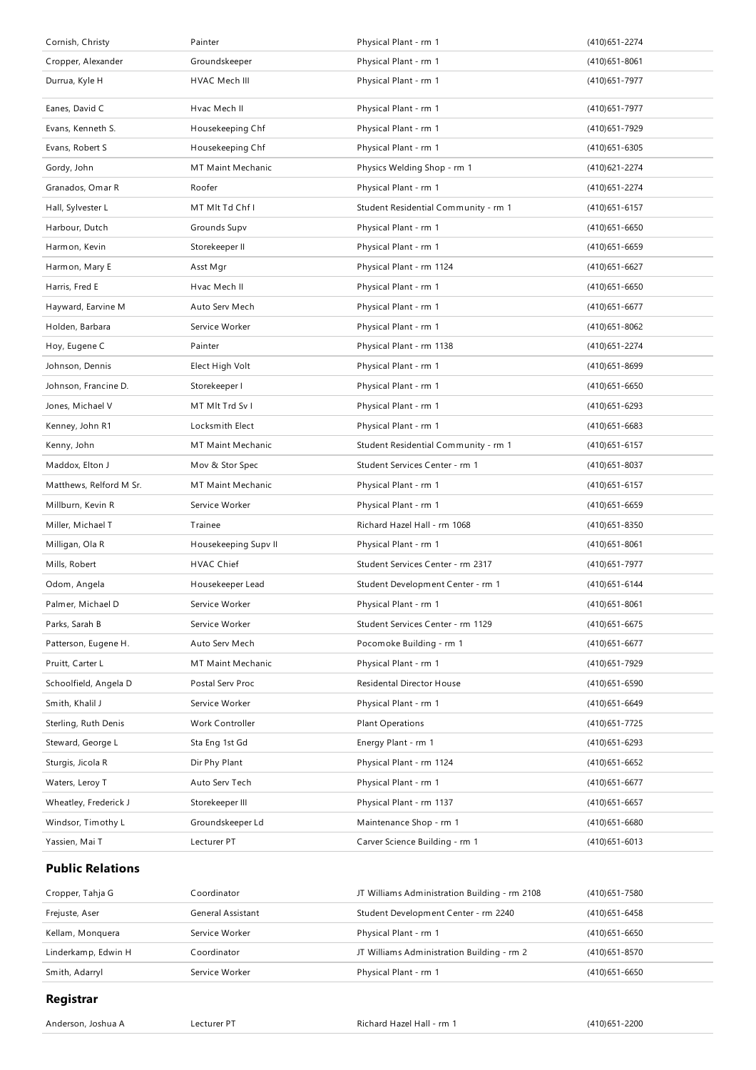| | | | |
|---|---|---|---|
| Cornish, Christy | Painter | Physical Plant - rm 1 | (410)651-2274 |
| Cropper, Alexander | Groundskeeper | Physical Plant - rm 1 | (410)651-8061 |
| Durrua, Kyle H | HVAC Mech III | Physical Plant - rm 1 | (410)651-7977 |
| Eanes, David C | Hvac Mech II | Physical Plant - rm 1 | (410)651-7977 |
| Evans, Kenneth S. | Housekeeping Chf | Physical Plant - rm 1 | (410)651-7929 |
| Evans, Robert S | Housekeeping Chf | Physical Plant - rm 1 | (410)651-6305 |
| Gordy, John | MT Maint Mechanic | Physics Welding Shop - rm 1 | (410)621-2274 |
| Granados, Omar R | Roofer | Physical Plant - rm 1 | (410)651-2274 |
| Hall, Sylvester L | MT Mlt Td Chf I | Student Residential Community - rm 1 | (410)651-6157 |
| Harbour, Dutch | Grounds Supv | Physical Plant - rm 1 | (410)651-6650 |
| Harmon, Kevin | Storekeeper II | Physical Plant - rm 1 | (410)651-6659 |
| Harmon, Mary E | Asst Mgr | Physical Plant - rm 1124 | (410)651-6627 |
| Harris, Fred E | Hvac Mech II | Physical Plant - rm 1 | (410)651-6650 |
| Hayward, Earvine M | Auto Serv Mech | Physical Plant - rm 1 | (410)651-6677 |
| Holden, Barbara | Service Worker | Physical Plant - rm 1 | (410)651-8062 |
| Hoy, Eugene C | Painter | Physical Plant - rm 1138 | (410)651-2274 |
| Johnson, Dennis | Elect High Volt | Physical Plant - rm 1 | (410)651-8699 |
| Johnson, Francine D. | Storekeeper I | Physical Plant - rm 1 | (410)651-6650 |
| Jones, Michael V | MT Mlt Trd Sv I | Physical Plant - rm 1 | (410)651-6293 |
| Kenney, John R1 | Locksmith Elect | Physical Plant - rm 1 | (410)651-6683 |
| Kenny, John | MT Maint Mechanic | Student Residential Community - rm 1 | (410)651-6157 |
| Maddox, Elton J | Mov & Stor Spec | Student Services Center - rm 1 | (410)651-8037 |
| Matthews, Relford M Sr. | MT Maint Mechanic | Physical Plant - rm 1 | (410)651-6157 |
| Millburn, Kevin R | Service Worker | Physical Plant - rm 1 | (410)651-6659 |
| Miller, Michael T | Trainee | Richard Hazel Hall - rm 1068 | (410)651-8350 |
| Milligan, Ola R | Housekeeping Supv II | Physical Plant - rm 1 | (410)651-8061 |
| Mills, Robert | HVAC Chief | Student Services Center - rm 2317 | (410)651-7977 |
| Odom, Angela | Housekeeper Lead | Student Development Center - rm 1 | (410)651-6144 |
| Palmer, Michael D | Service Worker | Physical Plant - rm 1 | (410)651-8061 |
| Parks, Sarah B | Service Worker | Student Services Center - rm 1129 | (410)651-6675 |
| Patterson, Eugene H. | Auto Serv Mech | Pocomoke Building - rm 1 | (410)651-6677 |
| Pruitt, Carter L | MT Maint Mechanic | Physical Plant - rm 1 | (410)651-7929 |
| Schoolfield, Angela D | Postal Serv Proc | Residental Director House | (410)651-6590 |
| Smith, Khalil J | Service Worker | Physical Plant - rm 1 | (410)651-6649 |
| Sterling, Ruth Denis | Work Controller | Plant Operations | (410)651-7725 |
| Steward, George L | Sta Eng 1st Gd | Energy Plant - rm 1 | (410)651-6293 |
| Sturgis, Jicola R | Dir Phy Plant | Physical Plant - rm 1124 | (410)651-6652 |
| Waters, Leroy T | Auto Serv Tech | Physical Plant - rm 1 | (410)651-6677 |
| Wheatley, Frederick J | Storekeeper III | Physical Plant - rm 1137 | (410)651-6657 |
| Windsor, Timothy L | Groundskeeper Ld | Maintenance Shop - rm 1 | (410)651-6680 |
| Yassien, Mai T | Lecturer PT | Carver Science Building - rm 1 | (410)651-6013 |

## Public Relations

| | | | |
|---|---|---|---|
| Cropper, Tahja G | Coordinator | JT Williams Administration Building - rm 2108 | (410)651-7580 |
| Frejuste, Aser | General Assistant | Student Development Center - rm 2240 | (410)651-6458 |
| Kellam, Monquera | Service Worker | Physical Plant - rm 1 | (410)651-6650 |
| Linderkamp, Edwin H | Coordinator | JT Williams Administration Building - rm 2 | (410)651-8570 |
| Smith, Adarryl | Service Worker | Physical Plant - rm 1 | (410)651-6650 |

## Registrar

| | | | |
|---|---|---|---|
| Anderson, Joshua A | Lecturer PT | Richard Hazel Hall - rm 1 | (410)651-2200 |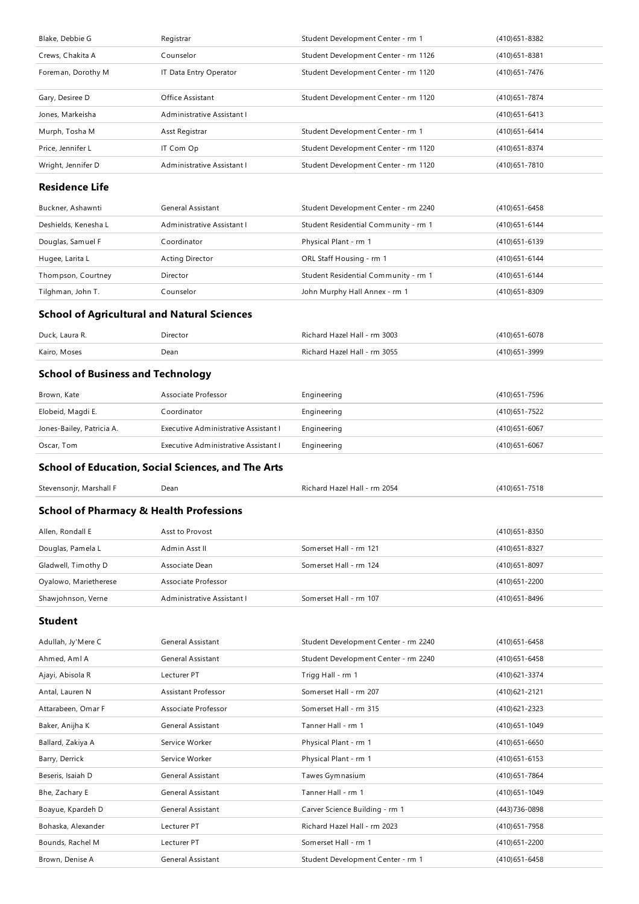| | | | |
|---|---|---|---|
| Blake, Debbie G | Registrar | Student Development Center - rm 1 | (410)651-8382 |
| Crews, Chakita A | Counselor | Student Development Center - rm 1126 | (410)651-8381 |
| Foreman, Dorothy M | IT Data Entry Operator | Student Development Center - rm 1120 | (410)651-7476 |
| Gary, Desiree D | Office Assistant | Student Development Center - rm 1120 | (410)651-7874 |
| Jones, Markeisha | Administrative Assistant I | | (410)651-6413 |
| Murph, Tosha M | Asst Registrar | Student Development Center - rm 1 | (410)651-6414 |
| Price, Jennifer L | IT Com Op | Student Development Center - rm 1120 | (410)651-8374 |
| Wright, Jennifer D | Administrative Assistant I | Student Development Center - rm 1120 | (410)651-7810 |

### Residence Life

| | | | |
|---|---|---|---|
| Buckner, Ashawnti | General Assistant | Student Development Center - rm 2240 | (410)651-6458 |
| Deshields, Kenesha L | Administrative Assistant I | Student Residential Community - rm 1 | (410)651-6144 |
| Douglas, Samuel F | Coordinator | Physical Plant - rm 1 | (410)651-6139 |
| Hugee, Larita L | Acting Director | ORL Staff Housing - rm 1 | (410)651-6144 |
| Thompson, Courtney | Director | Student Residential Community - rm 1 | (410)651-6144 |
| Tilghman, John T. | Counselor | John Murphy Hall Annex - rm 1 | (410)651-8309 |

### School of Agricultural and Natural Sciences

| | | | |
|---|---|---|---|
| Duck, Laura R. | Director | Richard Hazel Hall - rm 3003 | (410)651-6078 |
| Kairo, Moses | Dean | Richard Hazel Hall - rm 3055 | (410)651-3999 |

### School of Business and Technology

| | | | |
|---|---|---|---|
| Brown, Kate | Associate Professor | Engineering | (410)651-7596 |
| Elobeid, Magdi E. | Coordinator | Engineering | (410)651-7522 |
| Jones-Bailey, Patricia A. | Executive Administrative Assistant I | Engineering | (410)651-6067 |
| Oscar, Tom | Executive Administrative Assistant I | Engineering | (410)651-6067 |

### School of Education, Social Sciences, and The Arts

| | | | |
|---|---|---|---|
| Stevensonjr, Marshall F | Dean | Richard Hazel Hall - rm 2054 | (410)651-7518 |

### School of Pharmacy & Health Professions

| | | | |
|---|---|---|---|
| Allen, Rondall E | Asst to Provost | | (410)651-8350 |
| Douglas, Pamela L | Admin Asst II | Somerset Hall - rm 121 | (410)651-8327 |
| Gladwell, Timothy D | Associate Dean | Somerset Hall - rm 124 | (410)651-8097 |
| Oyalowo, Marietherese | Associate Professor | | (410)651-2200 |
| Shawjohnson, Verne | Administrative Assistant I | Somerset Hall - rm 107 | (410)651-8496 |

### Student

| | | | |
|---|---|---|---|
| Adullah, Jy'Mere C | General Assistant | Student Development Center - rm 2240 | (410)651-6458 |
| Ahmed, Aml A | General Assistant | Student Development Center - rm 2240 | (410)651-6458 |
| Ajayi, Abisola R | Lecturer PT | Trigg Hall - rm 1 | (410)621-3374 |
| Antal, Lauren N | Assistant Professor | Somerset Hall - rm 207 | (410)621-2121 |
| Attarabeen, Omar F | Associate Professor | Somerset Hall - rm 315 | (410)621-2323 |
| Baker, Anijha K | General Assistant | Tanner Hall - rm 1 | (410)651-1049 |
| Ballard, Zakiya A | Service Worker | Physical Plant - rm 1 | (410)651-6650 |
| Barry, Derrick | Service Worker | Physical Plant - rm 1 | (410)651-6153 |
| Beseris, Isaiah D | General Assistant | Tawes Gymnasium | (410)651-7864 |
| Bhe, Zachary E | General Assistant | Tanner Hall - rm 1 | (410)651-1049 |
| Boayue, Kpardeh D | General Assistant | Carver Science Building - rm 1 | (443)736-0898 |
| Bohaska, Alexander | Lecturer PT | Richard Hazel Hall - rm 2023 | (410)651-7958 |
| Bounds, Rachel M | Lecturer PT | Somerset Hall - rm 1 | (410)651-2200 |
| Brown, Denise A | General Assistant | Student Development Center - rm 1 | (410)651-6458 |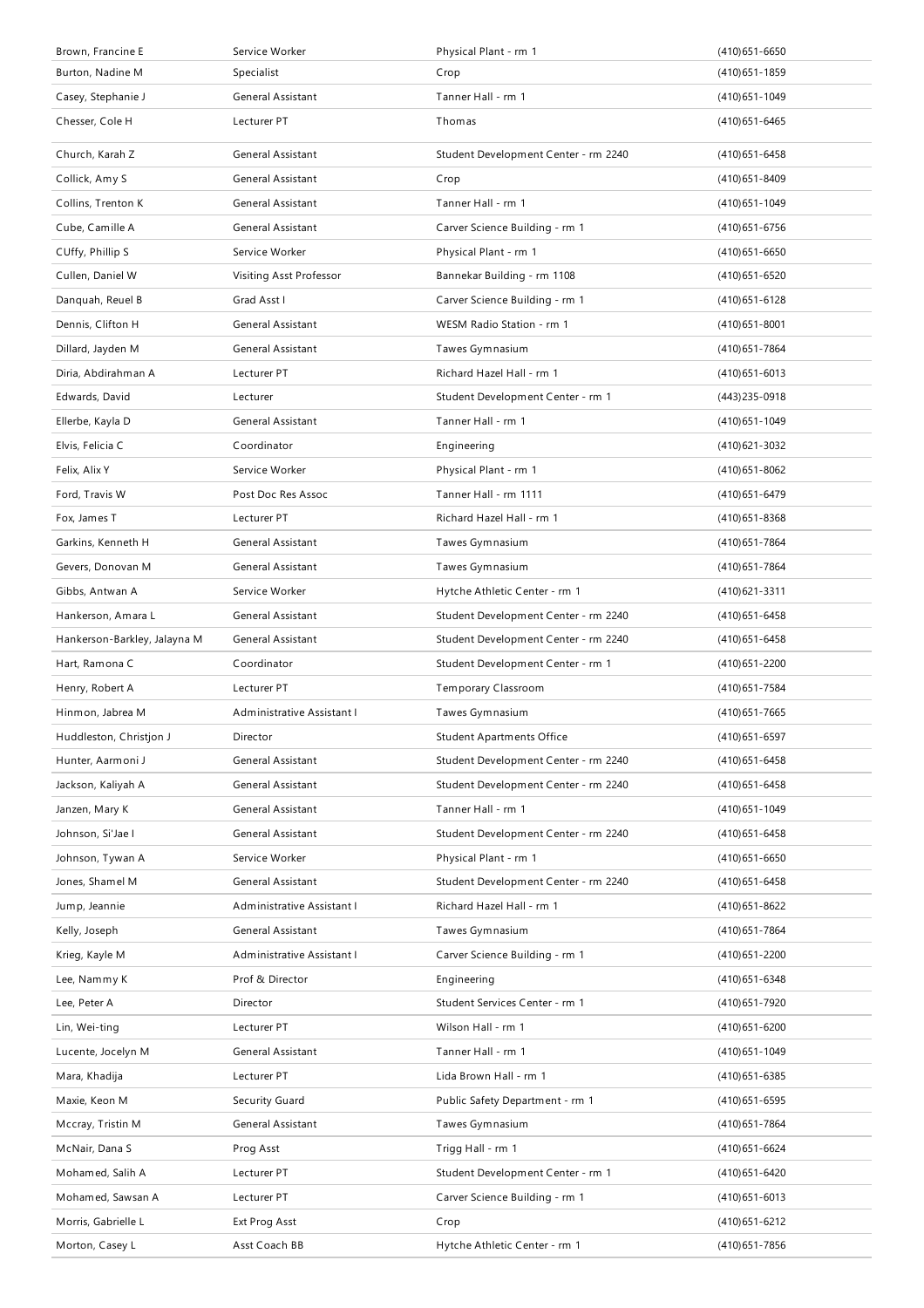| Brown, Francine E | Service Worker | Physical Plant - rm 1 | (410)651-6650 |
|---|---|---|---|
| Burton, Nadine M | Specialist | Crop | (410)651-1859 |
| Casey, Stephanie J | General Assistant | Tanner Hall - rm 1 | (410)651-1049 |
| Chesser, Cole H | Lecturer PT | Thomas | (410)651-6465 |
| Church, Karah Z | General Assistant | Student Development Center - rm 2240 | (410)651-6458 |
| Collick, Amy S | General Assistant | Crop | (410)651-8409 |
| Collins, Trenton K | General Assistant | Tanner Hall - rm 1 | (410)651-1049 |
| Cube, Camille A | General Assistant | Carver Science Building - rm 1 | (410)651-6756 |
| CUffy, Phillip S | Service Worker | Physical Plant - rm 1 | (410)651-6650 |
| Cullen, Daniel W | Visiting Asst Professor | Bannekar Building - rm 1108 | (410)651-6520 |
| Danquah, Reuel B | Grad Asst I | Carver Science Building - rm 1 | (410)651-6128 |
| Dennis, Clifton H | General Assistant | WESM Radio Station - rm 1 | (410)651-8001 |
| Dillard, Jayden M | General Assistant | Tawes Gymnasium | (410)651-7864 |
| Diria, Abdirahman A | Lecturer PT | Richard Hazel Hall - rm 1 | (410)651-6013 |
| Edwards, David | Lecturer | Student Development Center - rm 1 | (443)235-0918 |
| Ellerbe, Kayla D | General Assistant | Tanner Hall - rm 1 | (410)651-1049 |
| Elvis, Felicia C | Coordinator | Engineering | (410)621-3032 |
| Felix, Alix Y | Service Worker | Physical Plant - rm 1 | (410)651-8062 |
| Ford, Travis W | Post Doc Res Assoc | Tanner Hall - rm 1111 | (410)651-6479 |
| Fox, James T | Lecturer PT | Richard Hazel Hall - rm 1 | (410)651-8368 |
| Garkins, Kenneth H | General Assistant | Tawes Gymnasium | (410)651-7864 |
| Gevers, Donovan M | General Assistant | Tawes Gymnasium | (410)651-7864 |
| Gibbs, Antwan A | Service Worker | Hytche Athletic Center - rm 1 | (410)621-3311 |
| Hankerson, Amara L | General Assistant | Student Development Center - rm 2240 | (410)651-6458 |
| Hankerson-Barkley, Jalayna M | General Assistant | Student Development Center - rm 2240 | (410)651-6458 |
| Hart, Ramona C | Coordinator | Student Development Center - rm 1 | (410)651-2200 |
| Henry, Robert A | Lecturer PT | Temporary Classroom | (410)651-7584 |
| Hinmon, Jabrea M | Administrative Assistant I | Tawes Gymnasium | (410)651-7665 |
| Huddleston, Christjon J | Director | Student Apartments Office | (410)651-6597 |
| Hunter, Aarmoni J | General Assistant | Student Development Center - rm 2240 | (410)651-6458 |
| Jackson, Kaliyah A | General Assistant | Student Development Center - rm 2240 | (410)651-6458 |
| Janzen, Mary K | General Assistant | Tanner Hall - rm 1 | (410)651-1049 |
| Johnson, Si'Jae I | General Assistant | Student Development Center - rm 2240 | (410)651-6458 |
| Johnson, Tywan A | Service Worker | Physical Plant - rm 1 | (410)651-6650 |
| Jones, Shamel M | General Assistant | Student Development Center - rm 2240 | (410)651-6458 |
| Jump, Jeannie | Administrative Assistant I | Richard Hazel Hall - rm 1 | (410)651-8622 |
| Kelly, Joseph | General Assistant | Tawes Gymnasium | (410)651-7864 |
| Krieg, Kayle M | Administrative Assistant I | Carver Science Building - rm 1 | (410)651-2200 |
| Lee, Nammy K | Prof & Director | Engineering | (410)651-6348 |
| Lee, Peter A | Director | Student Services Center - rm 1 | (410)651-7920 |
| Lin, Wei-ting | Lecturer PT | Wilson Hall - rm 1 | (410)651-6200 |
| Lucente, Jocelyn M | General Assistant | Tanner Hall - rm 1 | (410)651-1049 |
| Mara, Khadija | Lecturer PT | Lida Brown Hall - rm 1 | (410)651-6385 |
| Maxie, Keon M | Security Guard | Public Safety Department - rm 1 | (410)651-6595 |
| Mccray, Tristin M | General Assistant | Tawes Gymnasium | (410)651-7864 |
| McNair, Dana S | Prog Asst | Trigg Hall - rm 1 | (410)651-6624 |
| Mohamed, Salih A | Lecturer PT | Student Development Center - rm 1 | (410)651-6420 |
| Mohamed, Sawsan A | Lecturer PT | Carver Science Building - rm 1 | (410)651-6013 |
| Morris, Gabrielle L | Ext Prog Asst | Crop | (410)651-6212 |
| Morton, Casey L | Asst Coach BB | Hytche Athletic Center - rm 1 | (410)651-7856 |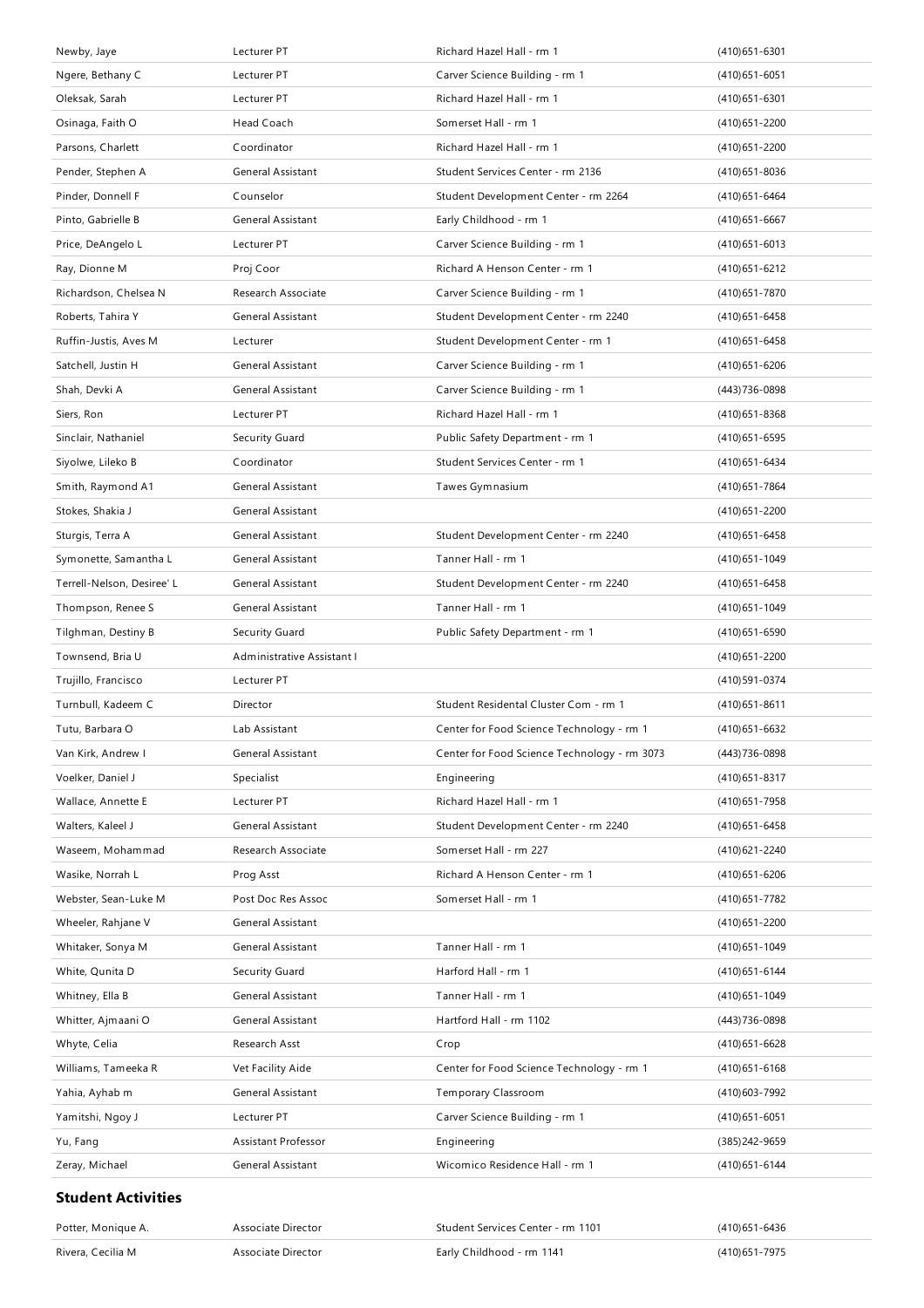| | | | |
|---|---|---|---|
| Newby, Jaye | Lecturer PT | Richard Hazel Hall - rm 1 | (410)651-6301 |
| Ngere, Bethany C | Lecturer PT | Carver Science Building - rm 1 | (410)651-6051 |
| Oleksak, Sarah | Lecturer PT | Richard Hazel Hall - rm 1 | (410)651-6301 |
| Osinaga, Faith O | Head Coach | Somerset Hall - rm 1 | (410)651-2200 |
| Parsons, Charlett | Coordinator | Richard Hazel Hall - rm 1 | (410)651-2200 |
| Pender, Stephen A | General Assistant | Student Services Center - rm 2136 | (410)651-8036 |
| Pinder, Donnell F | Counselor | Student Development Center - rm 2264 | (410)651-6464 |
| Pinto, Gabrielle B | General Assistant | Early Childhood - rm 1 | (410)651-6667 |
| Price, DeAngelo L | Lecturer PT | Carver Science Building - rm 1 | (410)651-6013 |
| Ray, Dionne M | Proj Coor | Richard A Henson Center - rm 1 | (410)651-6212 |
| Richardson, Chelsea N | Research Associate | Carver Science Building - rm 1 | (410)651-7870 |
| Roberts, Tahira Y | General Assistant | Student Development Center - rm 2240 | (410)651-6458 |
| Ruffin-Justis, Aves M | Lecturer | Student Development Center - rm 1 | (410)651-6458 |
| Satchell, Justin H | General Assistant | Carver Science Building - rm 1 | (410)651-6206 |
| Shah, Devki A | General Assistant | Carver Science Building - rm 1 | (443)736-0898 |
| Siers, Ron | Lecturer PT | Richard Hazel Hall - rm 1 | (410)651-8368 |
| Sinclair, Nathaniel | Security Guard | Public Safety Department - rm 1 | (410)651-6595 |
| Siyolwe, Lileko B | Coordinator | Student Services Center - rm 1 | (410)651-6434 |
| Smith, Raymond A1 | General Assistant | Tawes Gymnasium | (410)651-7864 |
| Stokes, Shakia J | General Assistant | | (410)651-2200 |
| Sturgis, Terra A | General Assistant | Student Development Center - rm 2240 | (410)651-6458 |
| Symonette, Samantha L | General Assistant | Tanner Hall - rm 1 | (410)651-1049 |
| Terrell-Nelson, Desiree' L | General Assistant | Student Development Center - rm 2240 | (410)651-6458 |
| Thompson, Renee S | General Assistant | Tanner Hall - rm 1 | (410)651-1049 |
| Tilghman, Destiny B | Security Guard | Public Safety Department - rm 1 | (410)651-6590 |
| Townsend, Bria U | Administrative Assistant I | | (410)651-2200 |
| Trujillo, Francisco | Lecturer PT | | (410)591-0374 |
| Turnbull, Kadeem C | Director | Student Residental Cluster Com - rm 1 | (410)651-8611 |
| Tutu, Barbara O | Lab Assistant | Center for Food Science Technology - rm 1 | (410)651-6632 |
| Van Kirk, Andrew I | General Assistant | Center for Food Science Technology - rm 3073 | (443)736-0898 |
| Voelker, Daniel J | Specialist | Engineering | (410)651-8317 |
| Wallace, Annette E | Lecturer PT | Richard Hazel Hall - rm 1 | (410)651-7958 |
| Walters, Kaleel J | General Assistant | Student Development Center - rm 2240 | (410)651-6458 |
| Waseem, Mohammad | Research Associate | Somerset Hall - rm 227 | (410)621-2240 |
| Wasike, Norrah L | Prog Asst | Richard A Henson Center - rm 1 | (410)651-6206 |
| Webster, Sean-Luke M | Post Doc Res Assoc | Somerset Hall - rm 1 | (410)651-7782 |
| Wheeler, Rahjane V | General Assistant | | (410)651-2200 |
| Whitaker, Sonya M | General Assistant | Tanner Hall - rm 1 | (410)651-1049 |
| White, Qunita D | Security Guard | Harford Hall - rm 1 | (410)651-6144 |
| Whitney, Ella B | General Assistant | Tanner Hall - rm 1 | (410)651-1049 |
| Whitter, Ajmaani O | General Assistant | Hartford Hall - rm 1102 | (443)736-0898 |
| Whyte, Celia | Research Asst | Crop | (410)651-6628 |
| Williams, Tameeka R | Vet Facility Aide | Center for Food Science Technology - rm 1 | (410)651-6168 |
| Yahia, Ayhab m | General Assistant | Temporary Classroom | (410)603-7992 |
| Yamitshi, Ngoy J | Lecturer PT | Carver Science Building - rm 1 | (410)651-6051 |
| Yu, Fang | Assistant Professor | Engineering | (385)242-9659 |
| Zeray, Michael | General Assistant | Wicomico Residence Hall - rm 1 | (410)651-6144 |

### Student Activities

| | | | |
|---|---|---|---|
| Potter, Monique A. | Associate Director | Student Services Center - rm 1101 | (410)651-6436 |
| Rivera, Cecilia M | Associate Director | Early Childhood - rm 1141 | (410)651-7975 |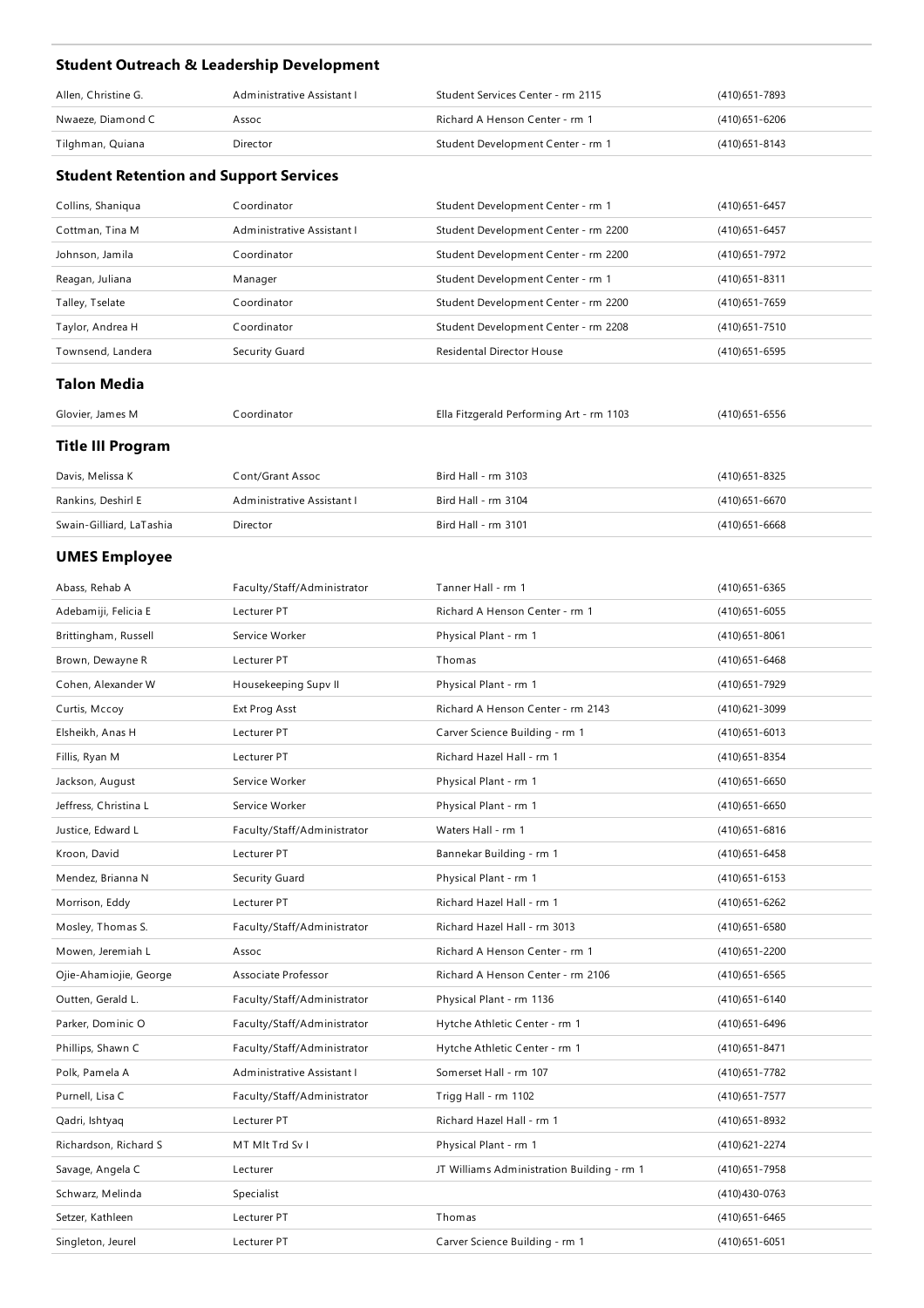### Student Outreach & Leadership Development

| | | | |
|---|---|---|---|
| Allen, Christine G. | Administrative Assistant I | Student Services Center - rm 2115 | (410)651-7893 |
| Nwaeze, Diamond C | Assoc | Richard A Henson Center - rm 1 | (410)651-6206 |
| Tilghman, Quiana | Director | Student Development Center - rm 1 | (410)651-8143 |

### Student Retention and Support Services

| | | | |
|---|---|---|---|
| Collins, Shaniqua | Coordinator | Student Development Center - rm 1 | (410)651-6457 |
| Cottman, Tina M | Administrative Assistant I | Student Development Center - rm 2200 | (410)651-6457 |
| Johnson, Jamila | Coordinator | Student Development Center - rm 2200 | (410)651-7972 |
| Reagan, Juliana | Manager | Student Development Center - rm 1 | (410)651-8311 |
| Talley, Tselate | Coordinator | Student Development Center - rm 2200 | (410)651-7659 |
| Taylor, Andrea H | Coordinator | Student Development Center - rm 2208 | (410)651-7510 |
| Townsend, Landera | Security Guard | Residental Director House | (410)651-6595 |

### Talon Media

| | | | |
|---|---|---|---|
| Glovier, James M | Coordinator | Ella Fitzgerald Performing Art - rm 1103 | (410)651-6556 |

### Title III Program

| | | | |
|---|---|---|---|
| Davis, Melissa K | Cont/Grant Assoc | Bird Hall - rm 3103 | (410)651-8325 |
| Rankins, Deshirl E | Administrative Assistant I | Bird Hall - rm 3104 | (410)651-6670 |
| Swain-Gilliard, LaTashia | Director | Bird Hall - rm 3101 | (410)651-6668 |

### UMES Employee

| | | | |
|---|---|---|---|
| Abass, Rehab A | Faculty/Staff/Administrator | Tanner Hall - rm 1 | (410)651-6365 |
| Adebamiji, Felicia E | Lecturer PT | Richard A Henson Center - rm 1 | (410)651-6055 |
| Brittingham, Russell | Service Worker | Physical Plant - rm 1 | (410)651-8061 |
| Brown, Dewayne R | Lecturer PT | Thomas | (410)651-6468 |
| Cohen, Alexander W | Housekeeping Supv II | Physical Plant - rm 1 | (410)651-7929 |
| Curtis, Mccoy | Ext Prog Asst | Richard A Henson Center - rm 2143 | (410)621-3099 |
| Elsheikh, Anas H | Lecturer PT | Carver Science Building - rm 1 | (410)651-6013 |
| Fillis, Ryan M | Lecturer PT | Richard Hazel Hall - rm 1 | (410)651-8354 |
| Jackson, August | Service Worker | Physical Plant - rm 1 | (410)651-6650 |
| Jeffress, Christina L | Service Worker | Physical Plant - rm 1 | (410)651-6650 |
| Justice, Edward L | Faculty/Staff/Administrator | Waters Hall - rm 1 | (410)651-6816 |
| Kroon, David | Lecturer PT | Bannekar Building - rm 1 | (410)651-6458 |
| Mendez, Brianna N | Security Guard | Physical Plant - rm 1 | (410)651-6153 |
| Morrison, Eddy | Lecturer PT | Richard Hazel Hall - rm 1 | (410)651-6262 |
| Mosley, Thomas S. | Faculty/Staff/Administrator | Richard Hazel Hall - rm 3013 | (410)651-6580 |
| Mowen, Jeremiah L | Assoc | Richard A Henson Center - rm 1 | (410)651-2200 |
| Ojie-Ahamiojie, George | Associate Professor | Richard A Henson Center - rm 2106 | (410)651-6565 |
| Outten, Gerald L. | Faculty/Staff/Administrator | Physical Plant - rm 1136 | (410)651-6140 |
| Parker, Dominic O | Faculty/Staff/Administrator | Hytche Athletic Center - rm 1 | (410)651-6496 |
| Phillips, Shawn C | Faculty/Staff/Administrator | Hytche Athletic Center - rm 1 | (410)651-8471 |
| Polk, Pamela A | Administrative Assistant I | Somerset Hall - rm 107 | (410)651-7782 |
| Purnell, Lisa C | Faculty/Staff/Administrator | Trigg Hall - rm 1102 | (410)651-7577 |
| Qadri, Ishtyaq | Lecturer PT | Richard Hazel Hall - rm 1 | (410)651-8932 |
| Richardson, Richard S | MT Mlt Trd Sv I | Physical Plant - rm 1 | (410)621-2274 |
| Savage, Angela C | Lecturer | JT Williams Administration Building - rm 1 | (410)651-7958 |
| Schwarz, Melinda | Specialist | | (410)430-0763 |
| Setzer, Kathleen | Lecturer PT | Thomas | (410)651-6465 |
| Singleton, Jeurel | Lecturer PT | Carver Science Building - rm 1 | (410)651-6051 |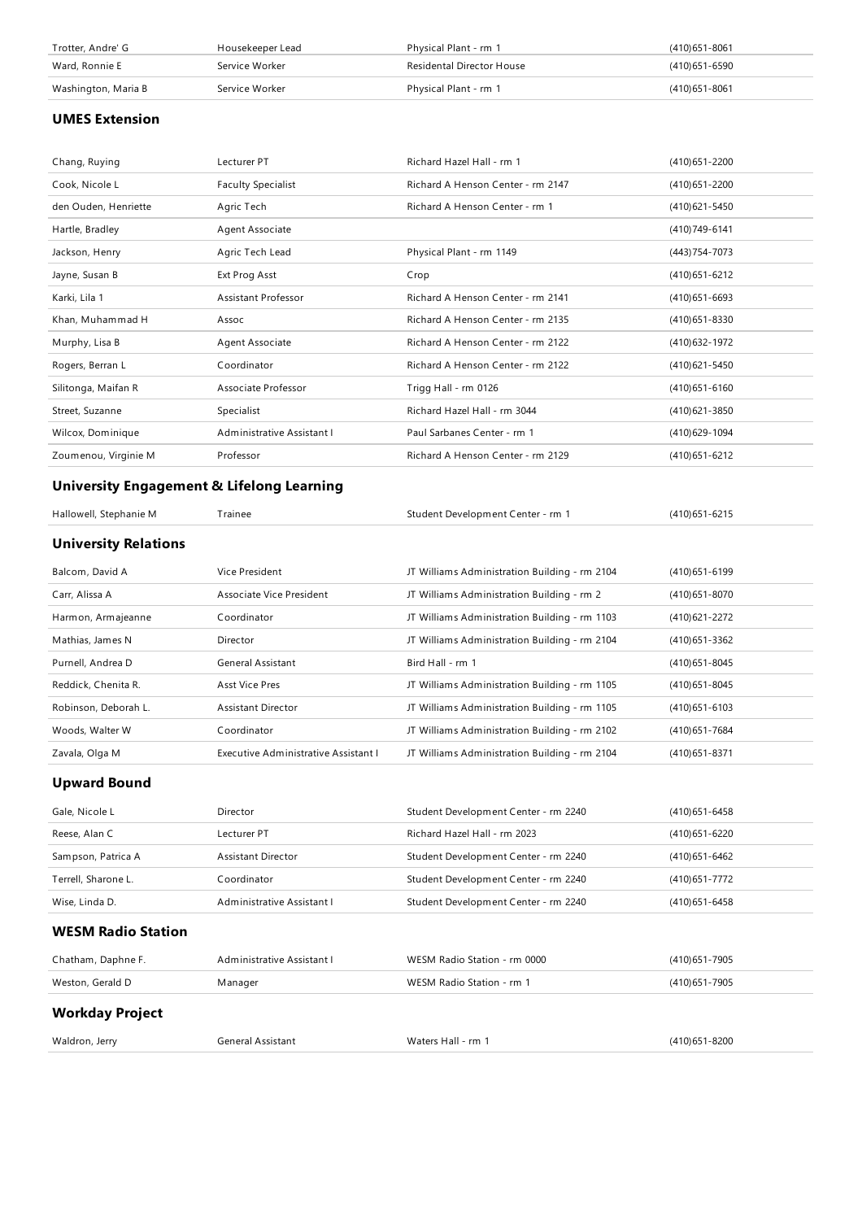| | | | |
|---|---|---|---|
| Trotter, Andre' G | Housekeeper Lead | Physical Plant - rm 1 | (410)651-8061 |
| Ward, Ronnie E | Service Worker | Residental Director House | (410)651-6590 |
| Washington, Maria B | Service Worker | Physical Plant - rm 1 | (410)651-8061 |

### UMES Extension

| | | | |
|---|---|---|---|
| Chang, Ruying | Lecturer PT | Richard Hazel Hall - rm 1 | (410)651-2200 |
| Cook, Nicole L | Faculty Specialist | Richard A Henson Center - rm 2147 | (410)651-2200 |
| den Ouden, Henriette | Agric Tech | Richard A Henson Center - rm 1 | (410)621-5450 |
| Hartle, Bradley | Agent Associate | | (410)749-6141 |
| Jackson, Henry | Agric Tech Lead | Physical Plant - rm 1149 | (443)754-7073 |
| Jayne, Susan B | Ext Prog Asst | Crop | (410)651-6212 |
| Karki, Lila 1 | Assistant Professor | Richard A Henson Center - rm 2141 | (410)651-6693 |
| Khan, Muhammad H | Assoc | Richard A Henson Center - rm 2135 | (410)651-8330 |
| Murphy, Lisa B | Agent Associate | Richard A Henson Center - rm 2122 | (410)632-1972 |
| Rogers, Berran L | Coordinator | Richard A Henson Center - rm 2122 | (410)621-5450 |
| Silitonga, Maifan R | Associate Professor | Trigg Hall - rm 0126 | (410)651-6160 |
| Street, Suzanne | Specialist | Richard Hazel Hall - rm 3044 | (410)621-3850 |
| Wilcox, Dominique | Administrative Assistant I | Paul Sarbanes Center - rm 1 | (410)629-1094 |
| Zoumenou, Virginie M | Professor | Richard A Henson Center - rm 2129 | (410)651-6212 |

### University Engagement & Lifelong Learning

| | | | |
|---|---|---|---|
| Hallowell, Stephanie M | Trainee | Student Development Center - rm 1 | (410)651-6215 |

### University Relations

| | | | |
|---|---|---|---|
| Balcom, David A | Vice President | JT Williams Administration Building - rm 2104 | (410)651-6199 |
| Carr, Alissa A | Associate Vice President | JT Williams Administration Building - rm 2 | (410)651-8070 |
| Harmon, Armajeanne | Coordinator | JT Williams Administration Building - rm 1103 | (410)621-2272 |
| Mathias, James N | Director | JT Williams Administration Building - rm 2104 | (410)651-3362 |
| Purnell, Andrea D | General Assistant | Bird Hall - rm 1 | (410)651-8045 |
| Reddick, Chenita R. | Asst Vice Pres | JT Williams Administration Building - rm 1105 | (410)651-8045 |
| Robinson, Deborah L. | Assistant Director | JT Williams Administration Building - rm 1105 | (410)651-6103 |
| Woods, Walter W | Coordinator | JT Williams Administration Building - rm 2102 | (410)651-7684 |
| Zavala, Olga M | Executive Administrative Assistant I | JT Williams Administration Building - rm 2104 | (410)651-8371 |

### Upward Bound

| | | | |
|---|---|---|---|
| Gale, Nicole L | Director | Student Development Center - rm 2240 | (410)651-6458 |
| Reese, Alan C | Lecturer PT | Richard Hazel Hall - rm 2023 | (410)651-6220 |
| Sampson, Patrica A | Assistant Director | Student Development Center - rm 2240 | (410)651-6462 |
| Terrell, Sharone L. | Coordinator | Student Development Center - rm 2240 | (410)651-7772 |
| Wise, Linda D. | Administrative Assistant I | Student Development Center - rm 2240 | (410)651-6458 |

### WESM Radio Station

| | | | |
|---|---|---|---|
| Chatham, Daphne F. | Administrative Assistant I | WESM Radio Station - rm 0000 | (410)651-7905 |
| Weston, Gerald D | Manager | WESM Radio Station - rm 1 | (410)651-7905 |

### Workday Project

| | | | |
|---|---|---|---|
| Waldron, Jerry | General Assistant | Waters Hall - rm 1 | (410)651-8200 |